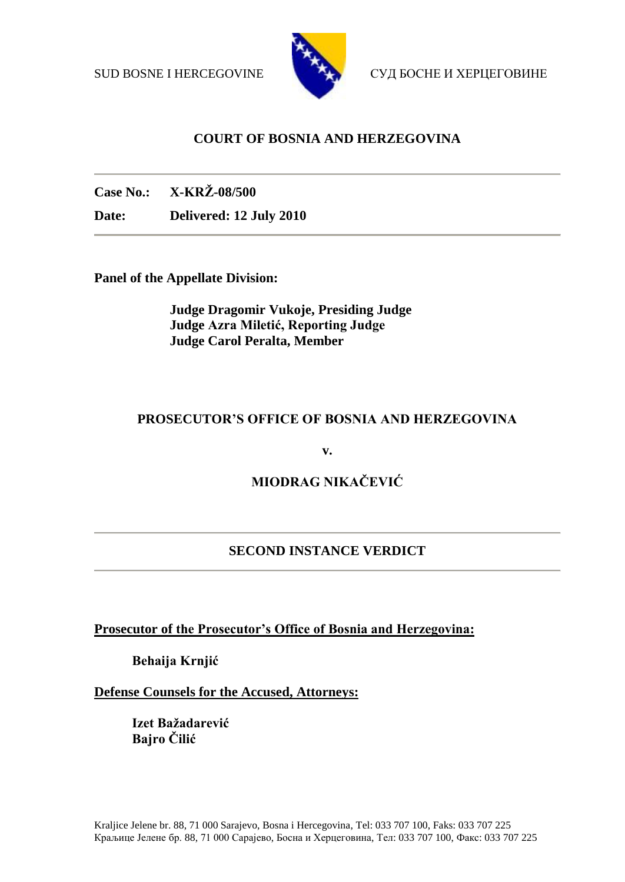SUD BOSNE I HERCEGOVINE СУД БОСНЕ И ХЕРЦЕГОВИНЕ

# COURT OF BOSNIA AND HERZEGOVINA

**Case No.:** **X-KRŽ-08/500**

**Date:** **Delivered: 12 July 2010**

**Panel of the Appellate Division:**

**Judge Dragomir Vukoje, Presiding Judge**
**Judge Azra Miletić, Reporting Judge**
**Judge Carol Peralta, Member**

## PROSECUTOR'S OFFICE OF BOSNIA AND HERZEGOVINA

**v.**

## MIODRAG NIKAČEVIĆ

## SECOND INSTANCE VERDICT

**Prosecutor of the Prosecutor's Office of Bosnia and Herzegovina:**

**Behaija Krnjić**

**Defense Counsels for the Accused, Attorneys:**

**Izet Bažadarević**
**Bajro Čilić**

Kraljice Jelene br. 88, 71 000 Sarajevo, Bosna i Hercegovina, Tel: 033 707 100, Faks: 033 707 225
Краљице Јелене бр. 88, 71 000 Сарајево, Босна и Херцеговина, Тел: 033 707 100, Факс: 033 707 225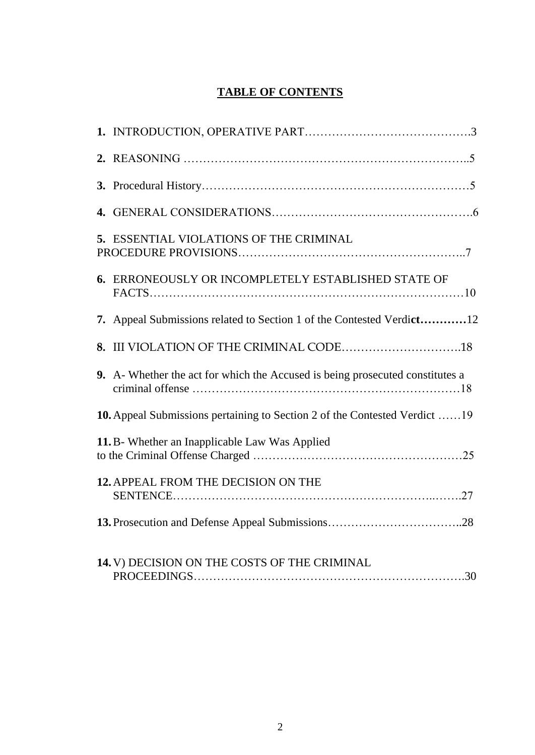# TABLE OF CONTENTS

1. INTRODUCTION, OPERATIVE PART…………………………………….3
2. REASONING ……………………………………………………………..5
3. Procedural History……………………………………………………………5
4. GENERAL CONSIDERATIONS………………………………………….6
5. ESSENTIAL VIOLATIONS OF THE CRIMINAL PROCEDURE PROVISIONS………………………………………………..7
6. ERRONEOUSLY OR INCOMPLETELY ESTABLISHED STATE OF FACTS……………………………………………………………………10
7. Appeal Submissions related to Section 1 of the Contested Verdi**ct…………**12
8. III VIOLATION OF THE CRIMINAL CODE………………………….18
9. A- Whether the act for which the Accused is being prosecuted constitutes a criminal offense ……………………………………………………………18
10. Appeal Submissions pertaining to Section 2 of the Contested Verdict ……19
11. B- Whether an Inapplicable Law Was Applied to the Criminal Offense Charged ……………………………………………25
12. APPEAL FROM THE DECISION ON THE SENTENCE…………………………………………………………..…….27
13. Prosecution and Defense Appeal Submissions……………………………..28
14. V) DECISION ON THE COSTS OF THE CRIMINAL PROCEEDINGS…………………………………………………………….30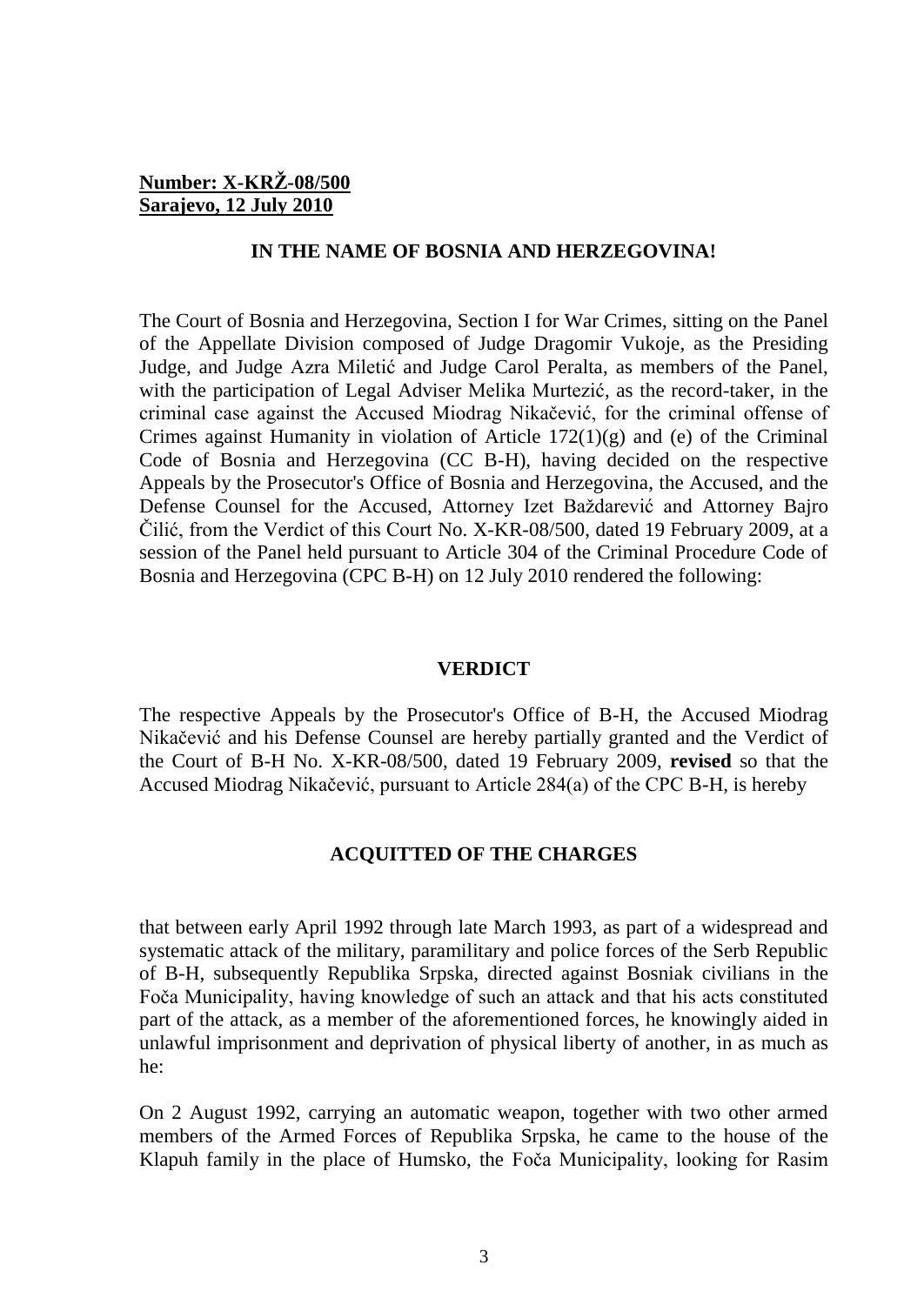**Number: X-KRŽ-08/500**
**Sarajevo, 12 July 2010**

**IN THE NAME OF BOSNIA AND HERZEGOVINA!**

The Court of Bosnia and Herzegovina, Section I for War Crimes, sitting on the Panel of the Appellate Division composed of Judge Dragomir Vukoje, as the Presiding Judge, and Judge Azra Miletić and Judge Carol Peralta, as members of the Panel, with the participation of Legal Adviser Melika Murtezić, as the record-taker, in the criminal case against the Accused Miodrag Nikačević, for the criminal offense of Crimes against Humanity in violation of Article 172(1)(g) and (e) of the Criminal Code of Bosnia and Herzegovina (CC B-H), having decided on the respective Appeals by the Prosecutor's Office of Bosnia and Herzegovina, the Accused, and the Defense Counsel for the Accused, Attorney Izet Baždarević and Attorney Bajro Čilić, from the Verdict of this Court No. X-KR-08/500, dated 19 February 2009, at a session of the Panel held pursuant to Article 304 of the Criminal Procedure Code of Bosnia and Herzegovina (CPC B-H) on 12 July 2010 rendered the following:

**VERDICT**

The respective Appeals by the Prosecutor's Office of B-H, the Accused Miodrag Nikačević and his Defense Counsel are hereby partially granted and the Verdict of the Court of B-H No. X-KR-08/500, dated 19 February 2009, **revised** so that the Accused Miodrag Nikačević, pursuant to Article 284(a) of the CPC B-H, is hereby

**ACQUITTED OF THE CHARGES**

that between early April 1992 through late March 1993, as part of a widespread and systematic attack of the military, paramilitary and police forces of the Serb Republic of B-H, subsequently Republika Srpska, directed against Bosniak civilians in the Foča Municipality, having knowledge of such an attack and that his acts constituted part of the attack, as a member of the aforementioned forces, he knowingly aided in unlawful imprisonment and deprivation of physical liberty of another, in as much as he:

On 2 August 1992, carrying an automatic weapon, together with two other armed members of the Armed Forces of Republika Srpska, he came to the house of the Klapuh family in the place of Humsko, the Foča Municipality, looking for Rasim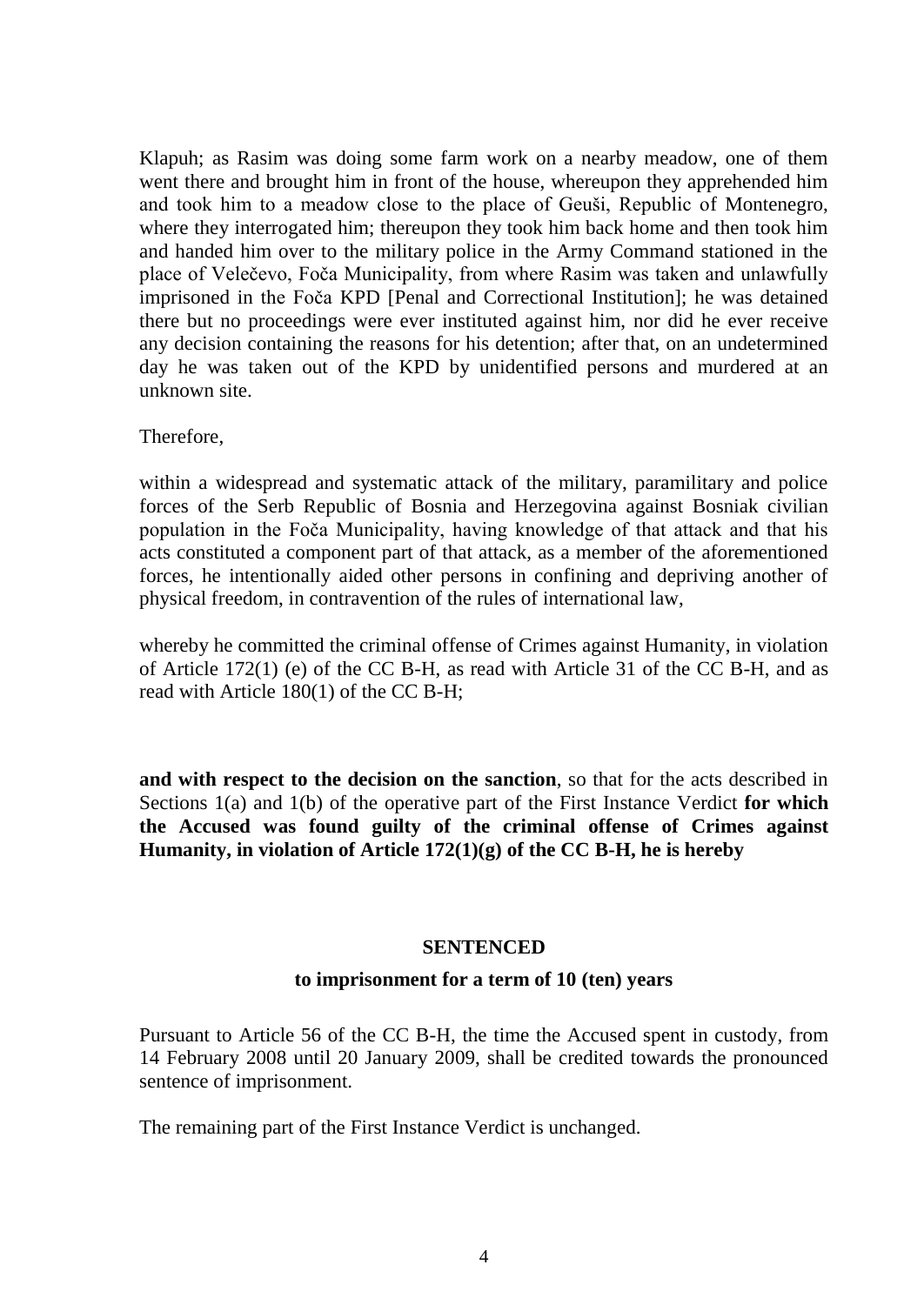Klapuh; as Rasim was doing some farm work on a nearby meadow, one of them went there and brought him in front of the house, whereupon they apprehended him and took him to a meadow close to the place of Geuši, Republic of Montenegro, where they interrogated him; thereupon they took him back home and then took him and handed him over to the military police in the Army Command stationed in the place of Velečevo, Foča Municipality, from where Rasim was taken and unlawfully imprisoned in the Foča KPD [Penal and Correctional Institution]; he was detained there but no proceedings were ever instituted against him, nor did he ever receive any decision containing the reasons for his detention; after that, on an undetermined day he was taken out of the KPD by unidentified persons and murdered at an unknown site.

Therefore,

within a widespread and systematic attack of the military, paramilitary and police forces of the Serb Republic of Bosnia and Herzegovina against Bosniak civilian population in the Foča Municipality, having knowledge of that attack and that his acts constituted a component part of that attack, as a member of the aforementioned forces, he intentionally aided other persons in confining and depriving another of physical freedom, in contravention of the rules of international law,

whereby he committed the criminal offense of Crimes against Humanity, in violation of Article 172(1) (e) of the CC B-H, as read with Article 31 of the CC B-H, and as read with Article 180(1) of the CC B-H;

**and with respect to the decision on the sanction**, so that for the acts described in Sections 1(a) and 1(b) of the operative part of the First Instance Verdict **for which the Accused was found guilty of the criminal offense of Crimes against Humanity, in violation of Article 172(1)(g) of the CC B-H, he is hereby**

**SENTENCED**

**to imprisonment for a term of 10 (ten) years**

Pursuant to Article 56 of the CC B-H, the time the Accused spent in custody, from 14 February 2008 until 20 January 2009, shall be credited towards the pronounced sentence of imprisonment.

The remaining part of the First Instance Verdict is unchanged.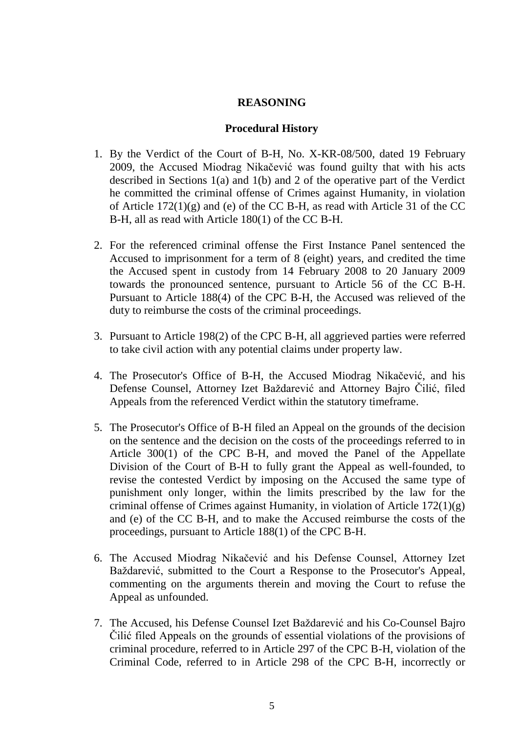## REASONING

### Procedural History

1. By the Verdict of the Court of B-H, No. X-KR-08/500, dated 19 February 2009, the Accused Miodrag Nikačević was found guilty that with his acts described in Sections 1(a) and 1(b) and 2 of the operative part of the Verdict he committed the criminal offense of Crimes against Humanity, in violation of Article 172(1)(g) and (e) of the CC B-H, as read with Article 31 of the CC B-H, all as read with Article 180(1) of the CC B-H.

2. For the referenced criminal offense the First Instance Panel sentenced the Accused to imprisonment for a term of 8 (eight) years, and credited the time the Accused spent in custody from 14 February 2008 to 20 January 2009 towards the pronounced sentence, pursuant to Article 56 of the CC B-H. Pursuant to Article 188(4) of the CPC B-H, the Accused was relieved of the duty to reimburse the costs of the criminal proceedings.

3. Pursuant to Article 198(2) of the CPC B-H, all aggrieved parties were referred to take civil action with any potential claims under property law.

4. The Prosecutor's Office of B-H, the Accused Miodrag Nikačević, and his Defense Counsel, Attorney Izet Baždarević and Attorney Bajro Čilić, filed Appeals from the referenced Verdict within the statutory timeframe.

5. The Prosecutor's Office of B-H filed an Appeal on the grounds of the decision on the sentence and the decision on the costs of the proceedings referred to in Article 300(1) of the CPC B-H, and moved the Panel of the Appellate Division of the Court of B-H to fully grant the Appeal as well-founded, to revise the contested Verdict by imposing on the Accused the same type of punishment only longer, within the limits prescribed by the law for the criminal offense of Crimes against Humanity, in violation of Article 172(1)(g) and (e) of the CC B-H, and to make the Accused reimburse the costs of the proceedings, pursuant to Article 188(1) of the CPC B-H.

6. The Accused Miodrag Nikačević and his Defense Counsel, Attorney Izet Baždarević, submitted to the Court a Response to the Prosecutor's Appeal, commenting on the arguments therein and moving the Court to refuse the Appeal as unfounded.

7. The Accused, his Defense Counsel Izet Baždarević and his Co-Counsel Bajro Čilić filed Appeals on the grounds of essential violations of the provisions of criminal procedure, referred to in Article 297 of the CPC B-H, violation of the Criminal Code, referred to in Article 298 of the CPC B-H, incorrectly or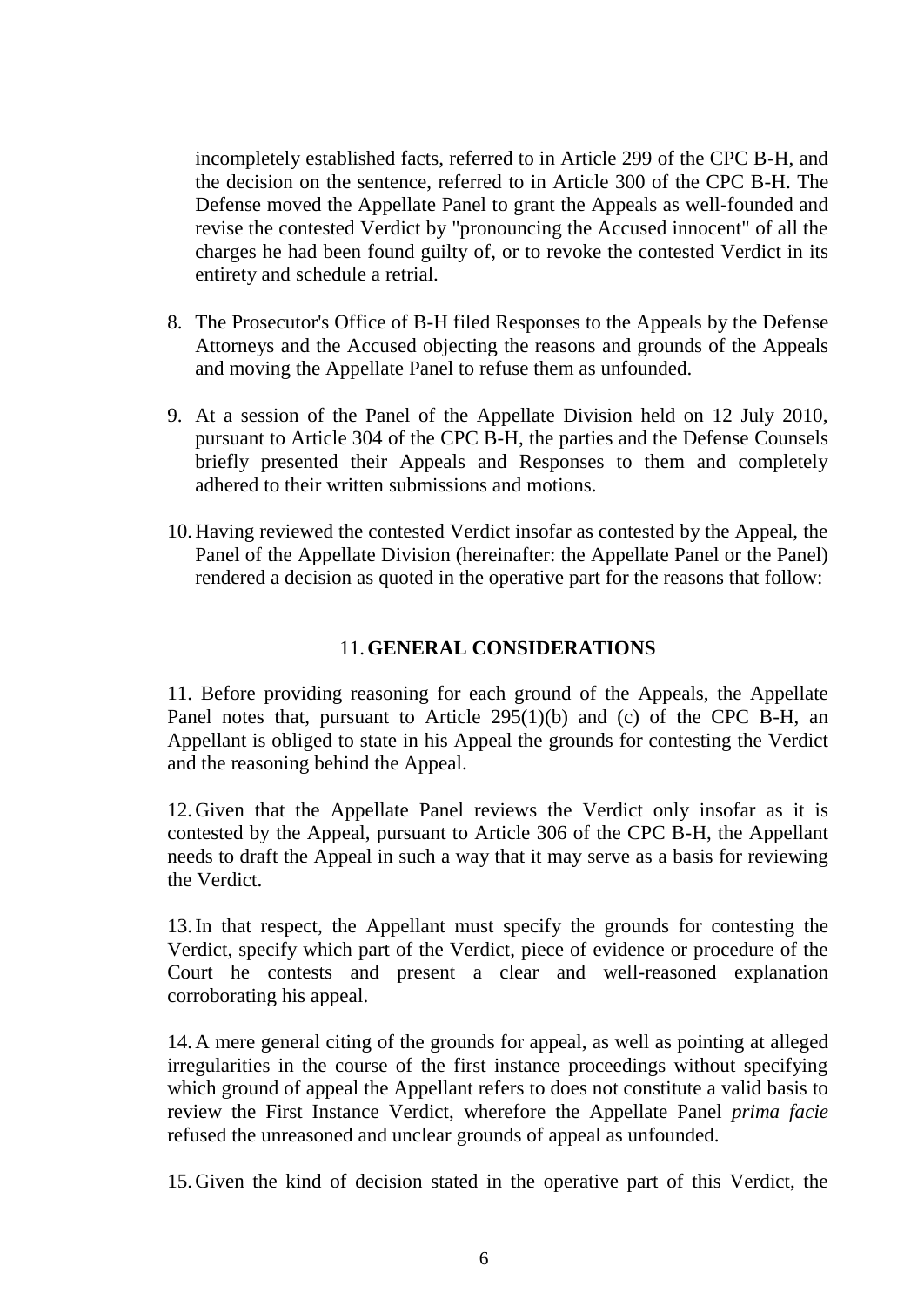incompletely established facts, referred to in Article 299 of the CPC B-H, and the decision on the sentence, referred to in Article 300 of the CPC B-H. The Defense moved the Appellate Panel to grant the Appeals as well-founded and revise the contested Verdict by "pronouncing the Accused innocent" of all the charges he had been found guilty of, or to revoke the contested Verdict in its entirety and schedule a retrial.

8. The Prosecutor's Office of B-H filed Responses to the Appeals by the Defense Attorneys and the Accused objecting the reasons and grounds of the Appeals and moving the Appellate Panel to refuse them as unfounded.

9. At a session of the Panel of the Appellate Division held on 12 July 2010, pursuant to Article 304 of the CPC B-H, the parties and the Defense Counsels briefly presented their Appeals and Responses to them and completely adhered to their written submissions and motions.

10. Having reviewed the contested Verdict insofar as contested by the Appeal, the Panel of the Appellate Division (hereinafter: the Appellate Panel or the Panel) rendered a decision as quoted in the operative part for the reasons that follow:

## 11. GENERAL CONSIDERATIONS

11. Before providing reasoning for each ground of the Appeals, the Appellate Panel notes that, pursuant to Article 295(1)(b) and (c) of the CPC B-H, an Appellant is obliged to state in his Appeal the grounds for contesting the Verdict and the reasoning behind the Appeal.

12. Given that the Appellate Panel reviews the Verdict only insofar as it is contested by the Appeal, pursuant to Article 306 of the CPC B-H, the Appellant needs to draft the Appeal in such a way that it may serve as a basis for reviewing the Verdict.

13. In that respect, the Appellant must specify the grounds for contesting the Verdict, specify which part of the Verdict, piece of evidence or procedure of the Court he contests and present a clear and well-reasoned explanation corroborating his appeal.

14. A mere general citing of the grounds for appeal, as well as pointing at alleged irregularities in the course of the first instance proceedings without specifying which ground of appeal the Appellant refers to does not constitute a valid basis to review the First Instance Verdict, wherefore the Appellate Panel *prima facie* refused the unreasoned and unclear grounds of appeal as unfounded.

15. Given the kind of decision stated in the operative part of this Verdict, the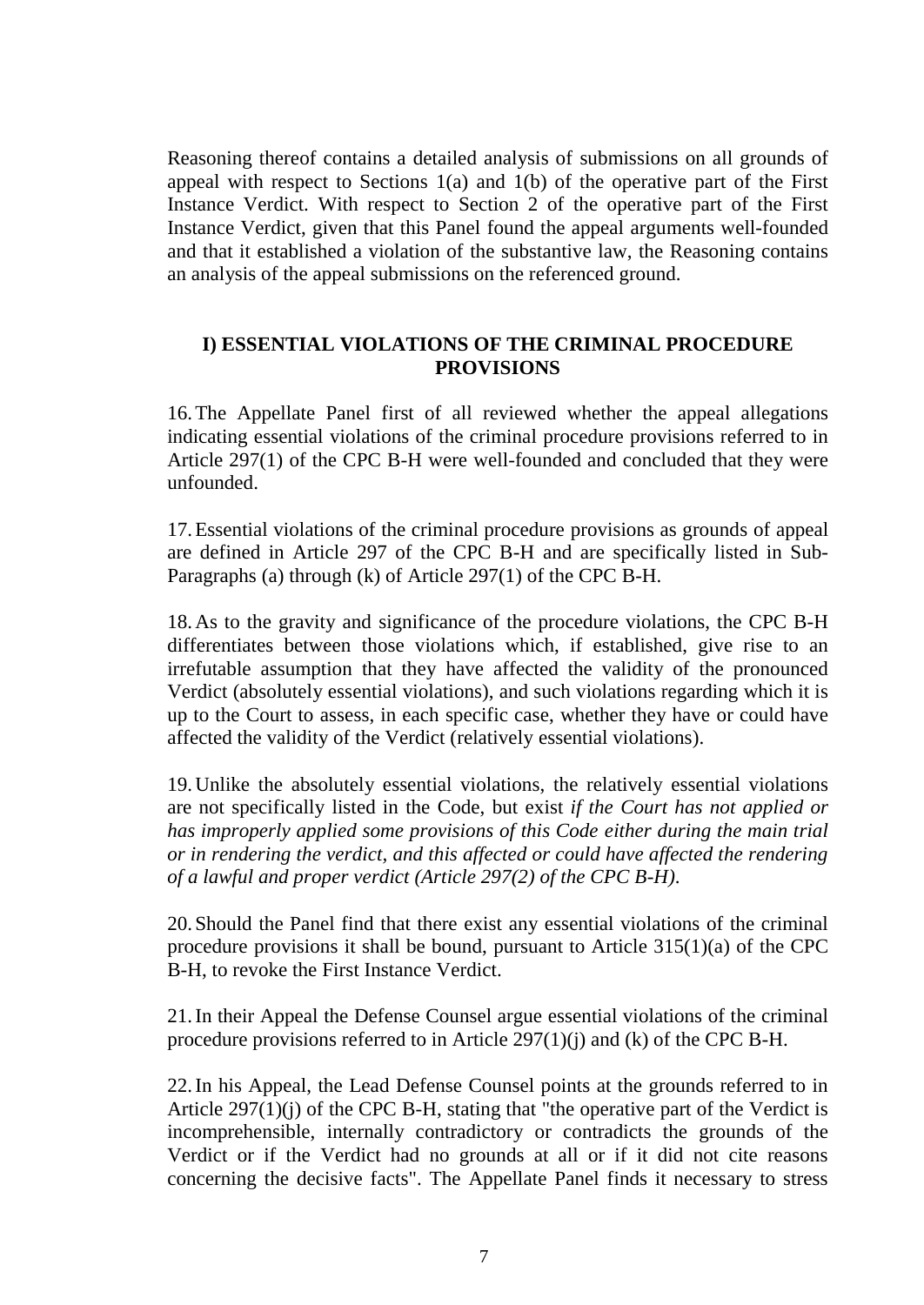Reasoning thereof contains a detailed analysis of submissions on all grounds of appeal with respect to Sections 1(a) and 1(b) of the operative part of the First Instance Verdict. With respect to Section 2 of the operative part of the First Instance Verdict, given that this Panel found the appeal arguments well-founded and that it established a violation of the substantive law, the Reasoning contains an analysis of the appeal submissions on the referenced ground.

## I) ESSENTIAL VIOLATIONS OF THE CRIMINAL PROCEDURE PROVISIONS

16. The Appellate Panel first of all reviewed whether the appeal allegations indicating essential violations of the criminal procedure provisions referred to in Article 297(1) of the CPC B-H were well-founded and concluded that they were unfounded.

17. Essential violations of the criminal procedure provisions as grounds of appeal are defined in Article 297 of the CPC B-H and are specifically listed in Sub-Paragraphs (a) through (k) of Article 297(1) of the CPC B-H.

18. As to the gravity and significance of the procedure violations, the CPC B-H differentiates between those violations which, if established, give rise to an irrefutable assumption that they have affected the validity of the pronounced Verdict (absolutely essential violations), and such violations regarding which it is up to the Court to assess, in each specific case, whether they have or could have affected the validity of the Verdict (relatively essential violations).

19. Unlike the absolutely essential violations, the relatively essential violations are not specifically listed in the Code, but exist *if the Court has not applied or has improperly applied some provisions of this Code either during the main trial or in rendering the verdict, and this affected or could have affected the rendering of a lawful and proper verdict (Article 297(2) of the CPC B-H).*

20. Should the Panel find that there exist any essential violations of the criminal procedure provisions it shall be bound, pursuant to Article 315(1)(a) of the CPC B-H, to revoke the First Instance Verdict.

21. In their Appeal the Defense Counsel argue essential violations of the criminal procedure provisions referred to in Article 297(1)(j) and (k) of the CPC B-H.

22. In his Appeal, the Lead Defense Counsel points at the grounds referred to in Article 297(1)(j) of the CPC B-H, stating that "the operative part of the Verdict is incomprehensible, internally contradictory or contradicts the grounds of the Verdict or if the Verdict had no grounds at all or if it did not cite reasons concerning the decisive facts". The Appellate Panel finds it necessary to stress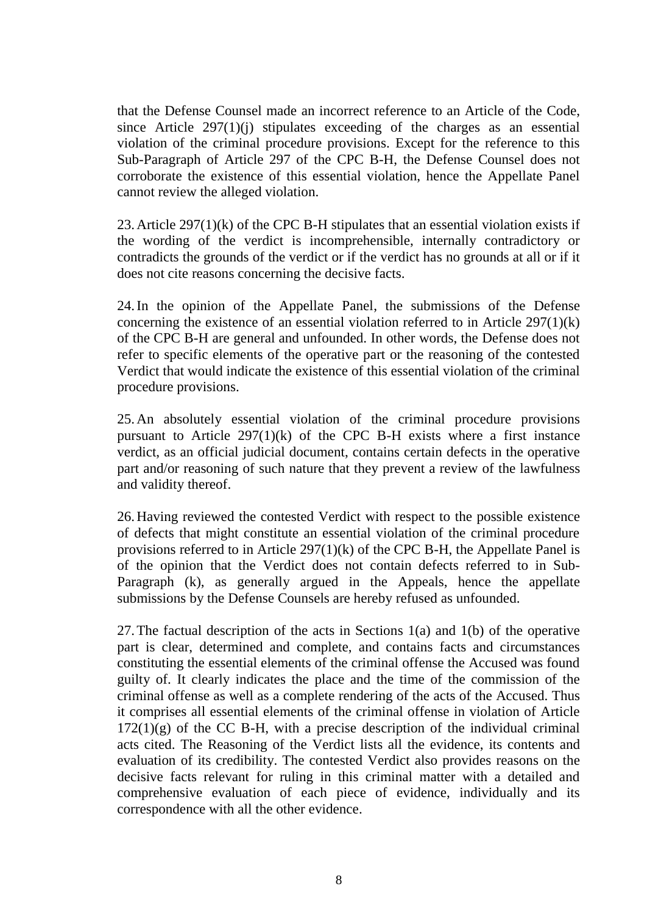that the Defense Counsel made an incorrect reference to an Article of the Code, since Article 297(1)(j) stipulates exceeding of the charges as an essential violation of the criminal procedure provisions. Except for the reference to this Sub-Paragraph of Article 297 of the CPC B-H, the Defense Counsel does not corroborate the existence of this essential violation, hence the Appellate Panel cannot review the alleged violation.

23. Article 297(1)(k) of the CPC B-H stipulates that an essential violation exists if the wording of the verdict is incomprehensible, internally contradictory or contradicts the grounds of the verdict or if the verdict has no grounds at all or if it does not cite reasons concerning the decisive facts.

24. In the opinion of the Appellate Panel, the submissions of the Defense concerning the existence of an essential violation referred to in Article 297(1)(k) of the CPC B-H are general and unfounded. In other words, the Defense does not refer to specific elements of the operative part or the reasoning of the contested Verdict that would indicate the existence of this essential violation of the criminal procedure provisions.

25. An absolutely essential violation of the criminal procedure provisions pursuant to Article 297(1)(k) of the CPC B-H exists where a first instance verdict, as an official judicial document, contains certain defects in the operative part and/or reasoning of such nature that they prevent a review of the lawfulness and validity thereof.

26. Having reviewed the contested Verdict with respect to the possible existence of defects that might constitute an essential violation of the criminal procedure provisions referred to in Article 297(1)(k) of the CPC B-H, the Appellate Panel is of the opinion that the Verdict does not contain defects referred to in Sub-Paragraph (k), as generally argued in the Appeals, hence the appellate submissions by the Defense Counsels are hereby refused as unfounded.

27. The factual description of the acts in Sections 1(a) and 1(b) of the operative part is clear, determined and complete, and contains facts and circumstances constituting the essential elements of the criminal offense the Accused was found guilty of. It clearly indicates the place and the time of the commission of the criminal offense as well as a complete rendering of the acts of the Accused. Thus it comprises all essential elements of the criminal offense in violation of Article 172(1)(g) of the CC B-H, with a precise description of the individual criminal acts cited. The Reasoning of the Verdict lists all the evidence, its contents and evaluation of its credibility. The contested Verdict also provides reasons on the decisive facts relevant for ruling in this criminal matter with a detailed and comprehensive evaluation of each piece of evidence, individually and its correspondence with all the other evidence.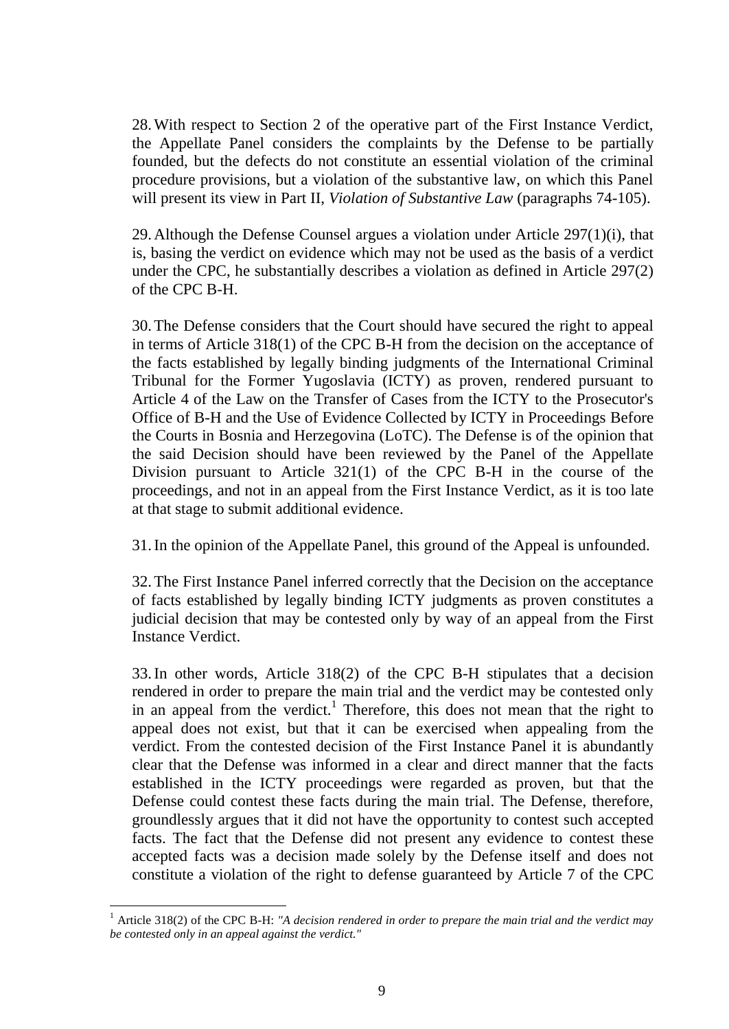28. With respect to Section 2 of the operative part of the First Instance Verdict, the Appellate Panel considers the complaints by the Defense to be partially founded, but the defects do not constitute an essential violation of the criminal procedure provisions, but a violation of the substantive law, on which this Panel will present its view in Part II, *Violation of Substantive Law* (paragraphs 74-105).

29. Although the Defense Counsel argues a violation under Article 297(1)(i), that is, basing the verdict on evidence which may not be used as the basis of a verdict under the CPC, he substantially describes a violation as defined in Article 297(2) of the CPC B-H.

30. The Defense considers that the Court should have secured the right to appeal in terms of Article 318(1) of the CPC B-H from the decision on the acceptance of the facts established by legally binding judgments of the International Criminal Tribunal for the Former Yugoslavia (ICTY) as proven, rendered pursuant to Article 4 of the Law on the Transfer of Cases from the ICTY to the Prosecutor's Office of B-H and the Use of Evidence Collected by ICTY in Proceedings Before the Courts in Bosnia and Herzegovina (LoTC). The Defense is of the opinion that the said Decision should have been reviewed by the Panel of the Appellate Division pursuant to Article 321(1) of the CPC B-H in the course of the proceedings, and not in an appeal from the First Instance Verdict, as it is too late at that stage to submit additional evidence.

31. In the opinion of the Appellate Panel, this ground of the Appeal is unfounded.

32. The First Instance Panel inferred correctly that the Decision on the acceptance of facts established by legally binding ICTY judgments as proven constitutes a judicial decision that may be contested only by way of an appeal from the First Instance Verdict.

33. In other words, Article 318(2) of the CPC B-H stipulates that a decision rendered in order to prepare the main trial and the verdict may be contested only in an appeal from the verdict.[1] Therefore, this does not mean that the right to appeal does not exist, but that it can be exercised when appealing from the verdict. From the contested decision of the First Instance Panel it is abundantly clear that the Defense was informed in a clear and direct manner that the facts established in the ICTY proceedings were regarded as proven, but that the Defense could contest these facts during the main trial. The Defense, therefore, groundlessly argues that it did not have the opportunity to contest such accepted facts. The fact that the Defense did not present any evidence to contest these accepted facts was a decision made solely by the Defense itself and does not constitute a violation of the right to defense guaranteed by Article 7 of the CPC

[1] Article 318(2) of the CPC B-H: *"A decision rendered in order to prepare the main trial and the verdict may be contested only in an appeal against the verdict."*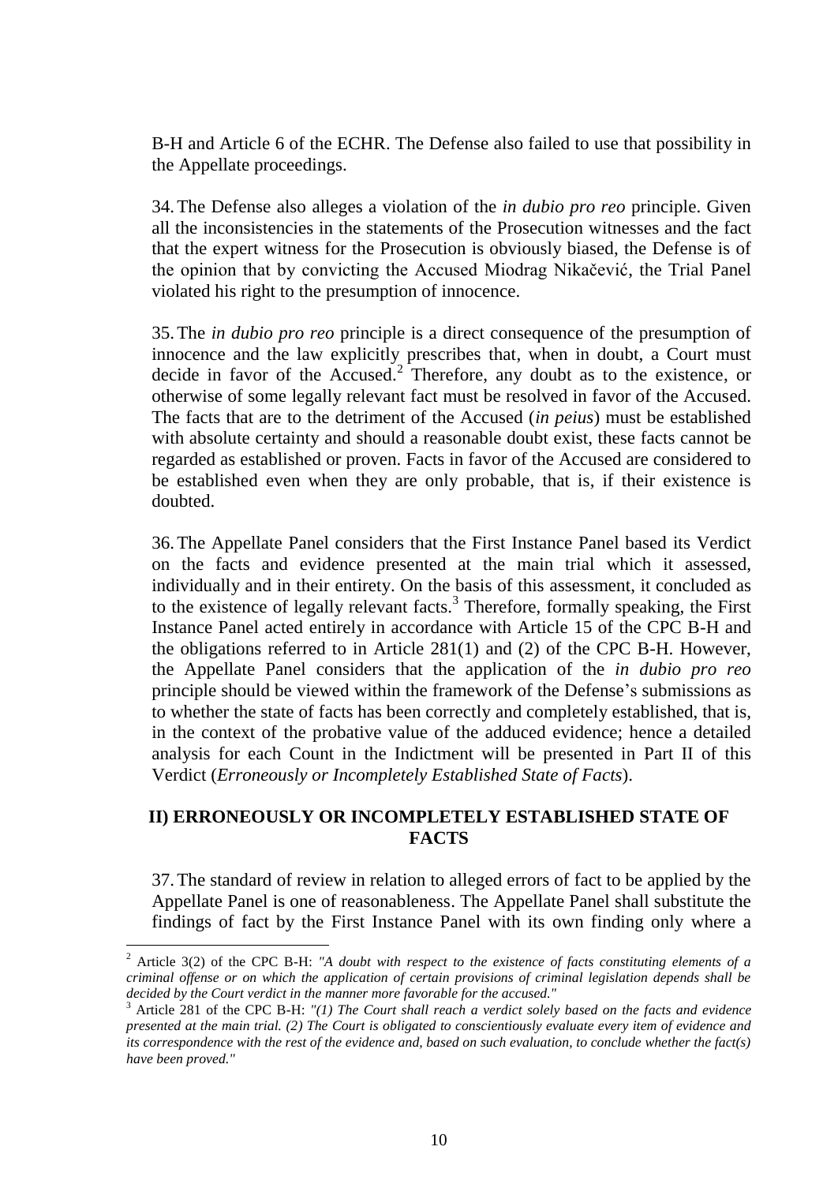B-H and Article 6 of the ECHR. The Defense also failed to use that possibility in the Appellate proceedings.

34. The Defense also alleges a violation of the *in dubio pro reo* principle. Given all the inconsistencies in the statements of the Prosecution witnesses and the fact that the expert witness for the Prosecution is obviously biased, the Defense is of the opinion that by convicting the Accused Miodrag Nikačević, the Trial Panel violated his right to the presumption of innocence.

35. The *in dubio pro reo* principle is a direct consequence of the presumption of innocence and the law explicitly prescribes that, when in doubt, a Court must decide in favor of the Accused.[2] Therefore, any doubt as to the existence, or otherwise of some legally relevant fact must be resolved in favor of the Accused. The facts that are to the detriment of the Accused (*in peius*) must be established with absolute certainty and should a reasonable doubt exist, these facts cannot be regarded as established or proven. Facts in favor of the Accused are considered to be established even when they are only probable, that is, if their existence is doubted.

36. The Appellate Panel considers that the First Instance Panel based its Verdict on the facts and evidence presented at the main trial which it assessed, individually and in their entirety. On the basis of this assessment, it concluded as to the existence of legally relevant facts.[3] Therefore, formally speaking, the First Instance Panel acted entirely in accordance with Article 15 of the CPC B-H and the obligations referred to in Article 281(1) and (2) of the CPC B-H. However, the Appellate Panel considers that the application of the *in dubio pro reo* principle should be viewed within the framework of the Defense's submissions as to whether the state of facts has been correctly and completely established, that is, in the context of the probative value of the adduced evidence; hence a detailed analysis for each Count in the Indictment will be presented in Part II of this Verdict (*Erroneously or Incompletely Established State of Facts*).

## II) ERRONEOUSLY OR INCOMPLETELY ESTABLISHED STATE OF FACTS

37. The standard of review in relation to alleged errors of fact to be applied by the Appellate Panel is one of reasonableness. The Appellate Panel shall substitute the findings of fact by the First Instance Panel with its own finding only where a

---

[2] Article 3(2) of the CPC B-H: *"A doubt with respect to the existence of facts constituting elements of a criminal offense or on which the application of certain provisions of criminal legislation depends shall be decided by the Court verdict in the manner more favorable for the accused."*

[3] Article 281 of the CPC B-H: *"(1) The Court shall reach a verdict solely based on the facts and evidence presented at the main trial. (2) The Court is obligated to conscientiously evaluate every item of evidence and its correspondence with the rest of the evidence and, based on such evaluation, to conclude whether the fact(s) have been proved."*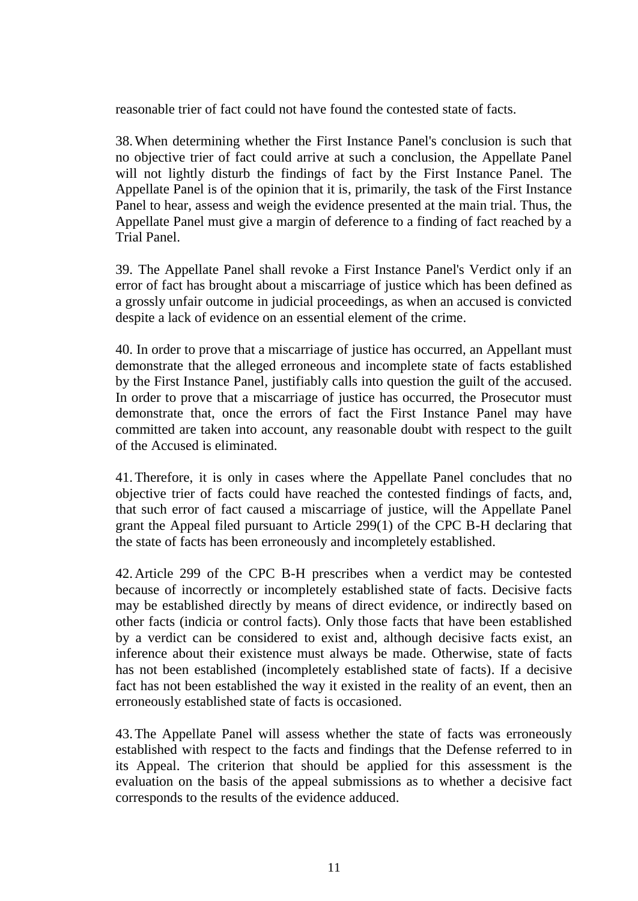reasonable trier of fact could not have found the contested state of facts.

38. When determining whether the First Instance Panel's conclusion is such that no objective trier of fact could arrive at such a conclusion, the Appellate Panel will not lightly disturb the findings of fact by the First Instance Panel. The Appellate Panel is of the opinion that it is, primarily, the task of the First Instance Panel to hear, assess and weigh the evidence presented at the main trial. Thus, the Appellate Panel must give a margin of deference to a finding of fact reached by a Trial Panel.

39. The Appellate Panel shall revoke a First Instance Panel's Verdict only if an error of fact has brought about a miscarriage of justice which has been defined as a grossly unfair outcome in judicial proceedings, as when an accused is convicted despite a lack of evidence on an essential element of the crime.

40. In order to prove that a miscarriage of justice has occurred, an Appellant must demonstrate that the alleged erroneous and incomplete state of facts established by the First Instance Panel, justifiably calls into question the guilt of the accused. In order to prove that a miscarriage of justice has occurred, the Prosecutor must demonstrate that, once the errors of fact the First Instance Panel may have committed are taken into account, any reasonable doubt with respect to the guilt of the Accused is eliminated.

41. Therefore, it is only in cases where the Appellate Panel concludes that no objective trier of facts could have reached the contested findings of facts, and, that such error of fact caused a miscarriage of justice, will the Appellate Panel grant the Appeal filed pursuant to Article 299(1) of the CPC B-H declaring that the state of facts has been erroneously and incompletely established.

42. Article 299 of the CPC B-H prescribes when a verdict may be contested because of incorrectly or incompletely established state of facts. Decisive facts may be established directly by means of direct evidence, or indirectly based on other facts (indicia or control facts). Only those facts that have been established by a verdict can be considered to exist and, although decisive facts exist, an inference about their existence must always be made. Otherwise, state of facts has not been established (incompletely established state of facts). If a decisive fact has not been established the way it existed in the reality of an event, then an erroneously established state of facts is occasioned.

43. The Appellate Panel will assess whether the state of facts was erroneously established with respect to the facts and findings that the Defense referred to in its Appeal. The criterion that should be applied for this assessment is the evaluation on the basis of the appeal submissions as to whether a decisive fact corresponds to the results of the evidence adduced.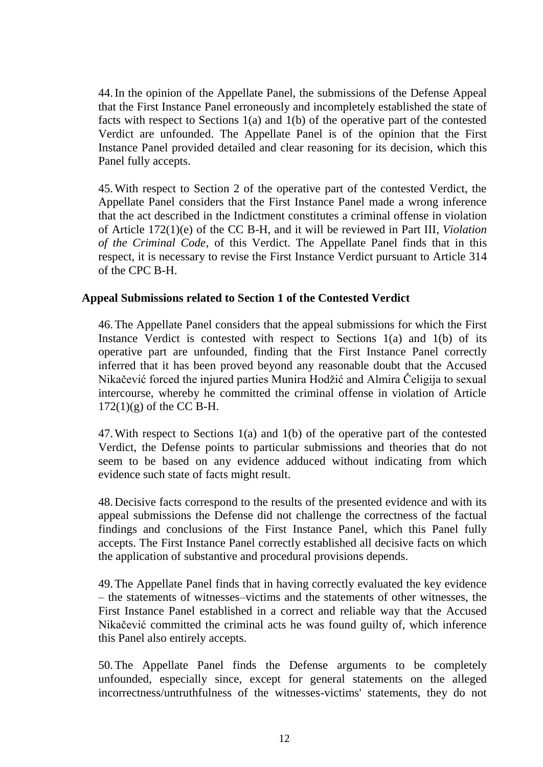44. In the opinion of the Appellate Panel, the submissions of the Defense Appeal that the First Instance Panel erroneously and incompletely established the state of facts with respect to Sections 1(a) and 1(b) of the operative part of the contested Verdict are unfounded. The Appellate Panel is of the opinion that the First Instance Panel provided detailed and clear reasoning for its decision, which this Panel fully accepts.

45. With respect to Section 2 of the operative part of the contested Verdict, the Appellate Panel considers that the First Instance Panel made a wrong inference that the act described in the Indictment constitutes a criminal offense in violation of Article 172(1)(e) of the CC B-H, and it will be reviewed in Part III, *Violation of the Criminal Code,* of this Verdict. The Appellate Panel finds that in this respect, it is necessary to revise the First Instance Verdict pursuant to Article 314 of the CPC B-H.

**Appeal Submissions related to Section 1 of the Contested Verdict**

46. The Appellate Panel considers that the appeal submissions for which the First Instance Verdict is contested with respect to Sections 1(a) and 1(b) of its operative part are unfounded, finding that the First Instance Panel correctly inferred that it has been proved beyond any reasonable doubt that the Accused Nikačević forced the injured parties Munira Hodžić and Almira Čeligija to sexual intercourse, whereby he committed the criminal offense in violation of Article 172(1)(g) of the CC B-H.

47. With respect to Sections 1(a) and 1(b) of the operative part of the contested Verdict, the Defense points to particular submissions and theories that do not seem to be based on any evidence adduced without indicating from which evidence such state of facts might result.

48. Decisive facts correspond to the results of the presented evidence and with its appeal submissions the Defense did not challenge the correctness of the factual findings and conclusions of the First Instance Panel, which this Panel fully accepts. The First Instance Panel correctly established all decisive facts on which the application of substantive and procedural provisions depends.

49. The Appellate Panel finds that in having correctly evaluated the key evidence – the statements of witnesses–victims and the statements of other witnesses, the First Instance Panel established in a correct and reliable way that the Accused Nikačević committed the criminal acts he was found guilty of, which inference this Panel also entirely accepts.

50. The Appellate Panel finds the Defense arguments to be completely unfounded, especially since, except for general statements on the alleged incorrectness/untruthfulness of the witnesses-victims' statements, they do not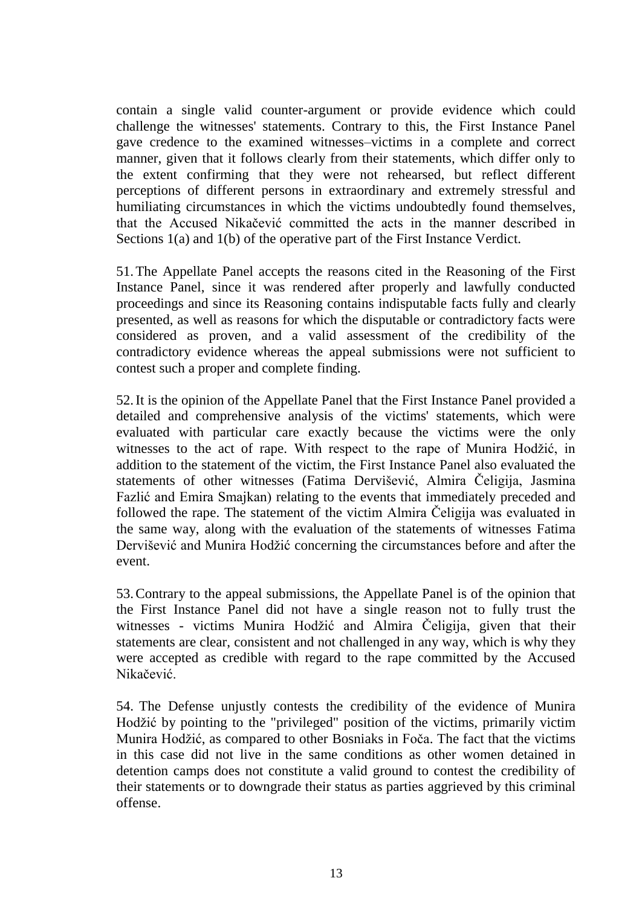contain a single valid counter-argument or provide evidence which could challenge the witnesses' statements. Contrary to this, the First Instance Panel gave credence to the examined witnesses–victims in a complete and correct manner, given that it follows clearly from their statements, which differ only to the extent confirming that they were not rehearsed, but reflect different perceptions of different persons in extraordinary and extremely stressful and humiliating circumstances in which the victims undoubtedly found themselves, that the Accused Nikačević committed the acts in the manner described in Sections 1(a) and 1(b) of the operative part of the First Instance Verdict.

51. The Appellate Panel accepts the reasons cited in the Reasoning of the First Instance Panel, since it was rendered after properly and lawfully conducted proceedings and since its Reasoning contains indisputable facts fully and clearly presented, as well as reasons for which the disputable or contradictory facts were considered as proven, and a valid assessment of the credibility of the contradictory evidence whereas the appeal submissions were not sufficient to contest such a proper and complete finding.

52. It is the opinion of the Appellate Panel that the First Instance Panel provided a detailed and comprehensive analysis of the victims' statements, which were evaluated with particular care exactly because the victims were the only witnesses to the act of rape. With respect to the rape of Munira Hodžić, in addition to the statement of the victim, the First Instance Panel also evaluated the statements of other witnesses (Fatima Dervišević, Almira Čeligija, Jasmina Fazlić and Emira Smajkan) relating to the events that immediately preceded and followed the rape. The statement of the victim Almira Čeligija was evaluated in the same way, along with the evaluation of the statements of witnesses Fatima Dervišević and Munira Hodžić concerning the circumstances before and after the event.

53. Contrary to the appeal submissions, the Appellate Panel is of the opinion that the First Instance Panel did not have a single reason not to fully trust the witnesses - victims Munira Hodžić and Almira Čeligija, given that their statements are clear, consistent and not challenged in any way, which is why they were accepted as credible with regard to the rape committed by the Accused Nikačević.

54. The Defense unjustly contests the credibility of the evidence of Munira Hodžić by pointing to the "privileged" position of the victims, primarily victim Munira Hodžić, as compared to other Bosniaks in Foča. The fact that the victims in this case did not live in the same conditions as other women detained in detention camps does not constitute a valid ground to contest the credibility of their statements or to downgrade their status as parties aggrieved by this criminal offense.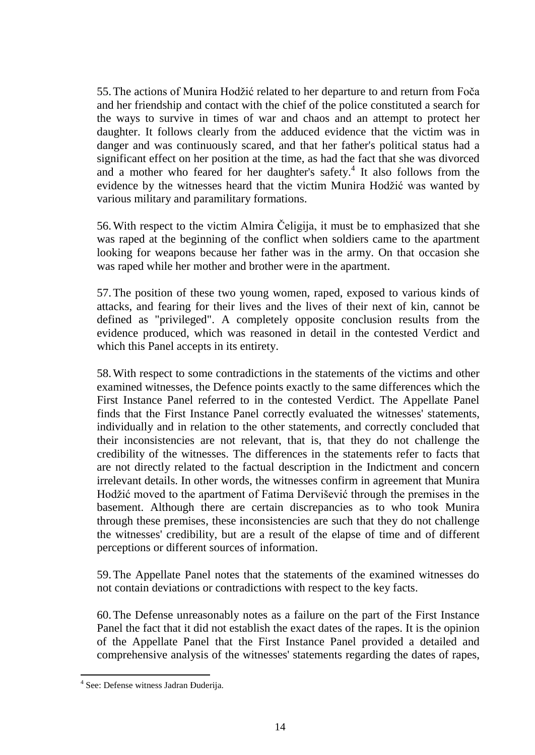55. The actions of Munira Hodžić related to her departure to and return from Foča and her friendship and contact with the chief of the police constituted a search for the ways to survive in times of war and chaos and an attempt to protect her daughter. It follows clearly from the adduced evidence that the victim was in danger and was continuously scared, and that her father's political status had a significant effect on her position at the time, as had the fact that she was divorced and a mother who feared for her daughter's safety.[4] It also follows from the evidence by the witnesses heard that the victim Munira Hodžić was wanted by various military and paramilitary formations.

56. With respect to the victim Almira Čeligija, it must be to emphasized that she was raped at the beginning of the conflict when soldiers came to the apartment looking for weapons because her father was in the army. On that occasion she was raped while her mother and brother were in the apartment.

57. The position of these two young women, raped, exposed to various kinds of attacks, and fearing for their lives and the lives of their next of kin, cannot be defined as "privileged". A completely opposite conclusion results from the evidence produced, which was reasoned in detail in the contested Verdict and which this Panel accepts in its entirety.

58. With respect to some contradictions in the statements of the victims and other examined witnesses, the Defence points exactly to the same differences which the First Instance Panel referred to in the contested Verdict. The Appellate Panel finds that the First Instance Panel correctly evaluated the witnesses' statements, individually and in relation to the other statements, and correctly concluded that their inconsistencies are not relevant, that is, that they do not challenge the credibility of the witnesses. The differences in the statements refer to facts that are not directly related to the factual description in the Indictment and concern irrelevant details. In other words, the witnesses confirm in agreement that Munira Hodžić moved to the apartment of Fatima Dervišević through the premises in the basement. Although there are certain discrepancies as to who took Munira through these premises, these inconsistencies are such that they do not challenge the witnesses' credibility, but are a result of the elapse of time and of different perceptions or different sources of information.

59. The Appellate Panel notes that the statements of the examined witnesses do not contain deviations or contradictions with respect to the key facts.

60. The Defense unreasonably notes as a failure on the part of the First Instance Panel the fact that it did not establish the exact dates of the rapes. It is the opinion of the Appellate Panel that the First Instance Panel provided a detailed and comprehensive analysis of the witnesses' statements regarding the dates of rapes,

---

[4] See: Defense witness Jadran Đuderija.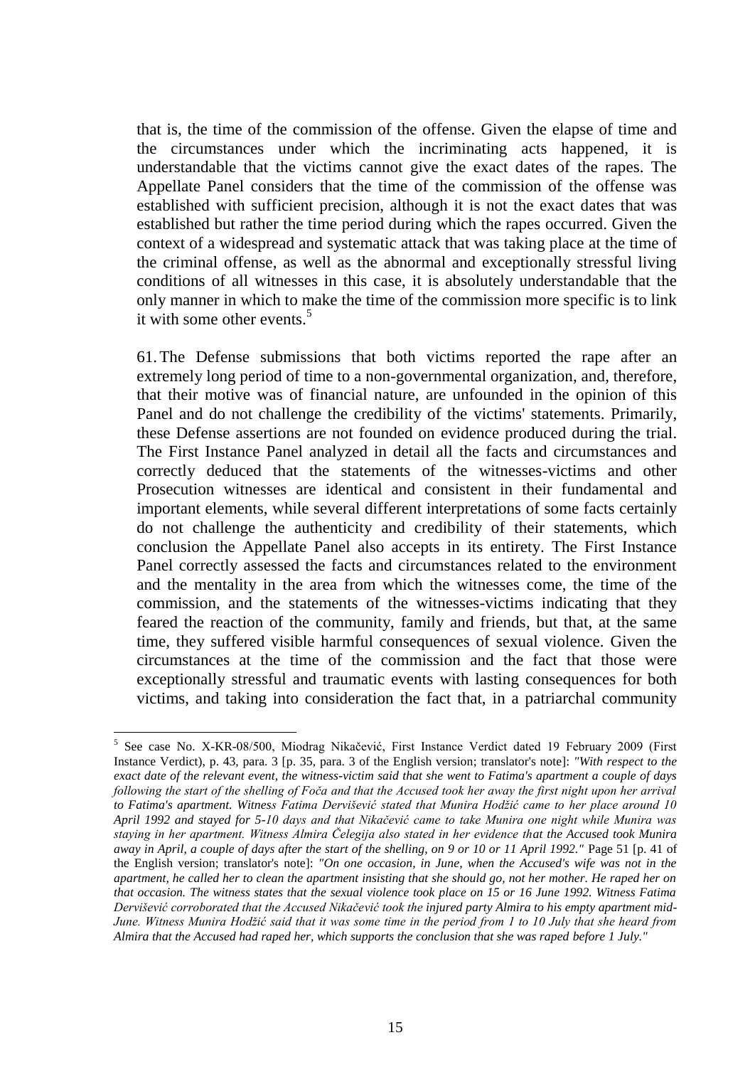that is, the time of the commission of the offense. Given the elapse of time and the circumstances under which the incriminating acts happened, it is understandable that the victims cannot give the exact dates of the rapes. The Appellate Panel considers that the time of the commission of the offense was established with sufficient precision, although it is not the exact dates that was established but rather the time period during which the rapes occurred. Given the context of a widespread and systematic attack that was taking place at the time of the criminal offense, as well as the abnormal and exceptionally stressful living conditions of all witnesses in this case, it is absolutely understandable that the only manner in which to make the time of the commission more specific is to link it with some other events.[5]

61. The Defense submissions that both victims reported the rape after an extremely long period of time to a non-governmental organization, and, therefore, that their motive was of financial nature, are unfounded in the opinion of this Panel and do not challenge the credibility of the victims' statements. Primarily, these Defense assertions are not founded on evidence produced during the trial. The First Instance Panel analyzed in detail all the facts and circumstances and correctly deduced that the statements of the witnesses-victims and other Prosecution witnesses are identical and consistent in their fundamental and important elements, while several different interpretations of some facts certainly do not challenge the authenticity and credibility of their statements, which conclusion the Appellate Panel also accepts in its entirety. The First Instance Panel correctly assessed the facts and circumstances related to the environment and the mentality in the area from which the witnesses come, the time of the commission, and the statements of the witnesses-victims indicating that they feared the reaction of the community, family and friends, but that, at the same time, they suffered visible harmful consequences of sexual violence. Given the circumstances at the time of the commission and the fact that those were exceptionally stressful and traumatic events with lasting consequences for both victims, and taking into consideration the fact that, in a patriarchal community

---

[5] See case No. X-KR-08/500, Miodrag Nikačević, First Instance Verdict dated 19 February 2009 (First Instance Verdict), p. 43, para. 3 [p. 35, para. 3 of the English version; translator's note]: *"With respect to the exact date of the relevant event, the witness-victim said that she went to Fatima's apartment a couple of days following the start of the shelling of Foča and that the Accused took her away the first night upon her arrival to Fatima's apartment. Witness Fatima Dervišević stated that Munira Hodžić came to her place around 10 April 1992 and stayed for 5-10 days and that Nikačević came to take Munira one night while Munira was staying in her apartment. Witness Almira Čelegija also stated in her evidence that the Accused took Munira away in April, a couple of days after the start of the shelling, on 9 or 10 or 11 April 1992."* Page 51 [p. 41 of the English version; translator's note]: *"On one occasion, in June, when the Accused's wife was not in the apartment, he called her to clean the apartment insisting that she should go, not her mother. He raped her on that occasion. The witness states that the sexual violence took place on 15 or 16 June 1992. Witness Fatima Dervišević corroborated that the Accused Nikačević took the injured party Almira to his empty apartment mid-June. Witness Munira Hodžić said that it was some time in the period from 1 to 10 July that she heard from Almira that the Accused had raped her, which supports the conclusion that she was raped before 1 July."*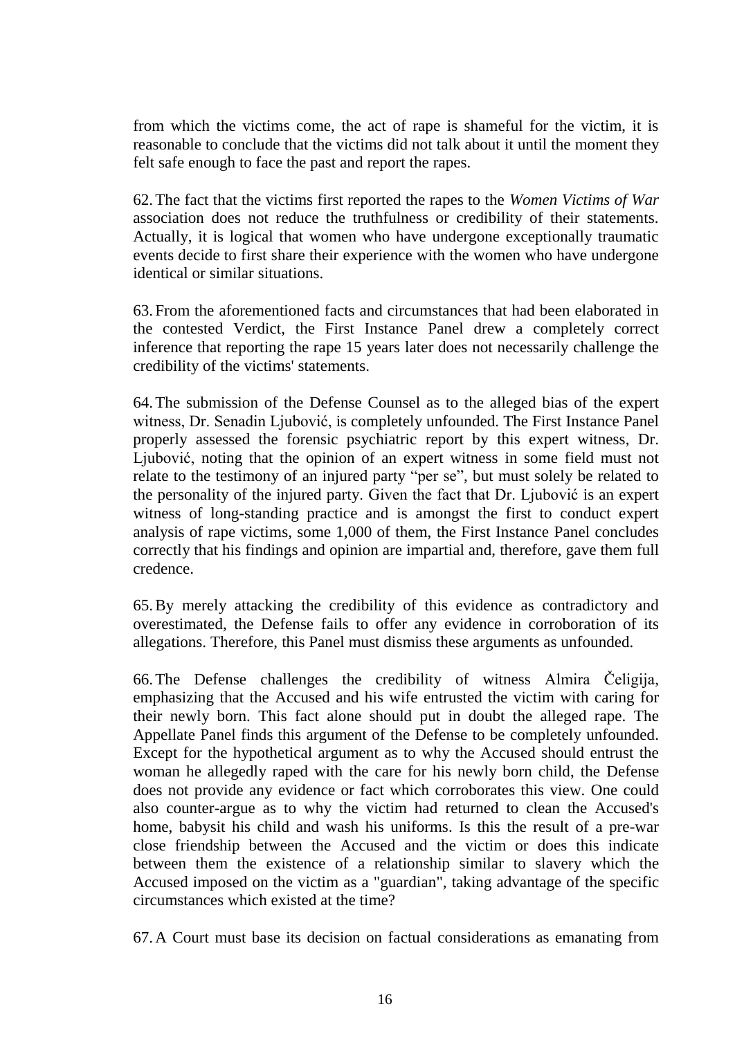from which the victims come, the act of rape is shameful for the victim, it is reasonable to conclude that the victims did not talk about it until the moment they felt safe enough to face the past and report the rapes.

62. The fact that the victims first reported the rapes to the *Women Victims of War* association does not reduce the truthfulness or credibility of their statements. Actually, it is logical that women who have undergone exceptionally traumatic events decide to first share their experience with the women who have undergone identical or similar situations.

63. From the aforementioned facts and circumstances that had been elaborated in the contested Verdict, the First Instance Panel drew a completely correct inference that reporting the rape 15 years later does not necessarily challenge the credibility of the victims' statements.

64. The submission of the Defense Counsel as to the alleged bias of the expert witness, Dr. Senadin Ljubović, is completely unfounded. The First Instance Panel properly assessed the forensic psychiatric report by this expert witness, Dr. Ljubović, noting that the opinion of an expert witness in some field must not relate to the testimony of an injured party "per se", but must solely be related to the personality of the injured party. Given the fact that Dr. Ljubović is an expert witness of long-standing practice and is amongst the first to conduct expert analysis of rape victims, some 1,000 of them, the First Instance Panel concludes correctly that his findings and opinion are impartial and, therefore, gave them full credence.

65. By merely attacking the credibility of this evidence as contradictory and overestimated, the Defense fails to offer any evidence in corroboration of its allegations. Therefore, this Panel must dismiss these arguments as unfounded.

66. The Defense challenges the credibility of witness Almira Čeligija, emphasizing that the Accused and his wife entrusted the victim with caring for their newly born. This fact alone should put in doubt the alleged rape. The Appellate Panel finds this argument of the Defense to be completely unfounded. Except for the hypothetical argument as to why the Accused should entrust the woman he allegedly raped with the care for his newly born child, the Defense does not provide any evidence or fact which corroborates this view. One could also counter-argue as to why the victim had returned to clean the Accused's home, babysit his child and wash his uniforms. Is this the result of a pre-war close friendship between the Accused and the victim or does this indicate between them the existence of a relationship similar to slavery which the Accused imposed on the victim as a "guardian", taking advantage of the specific circumstances which existed at the time?

67. A Court must base its decision on factual considerations as emanating from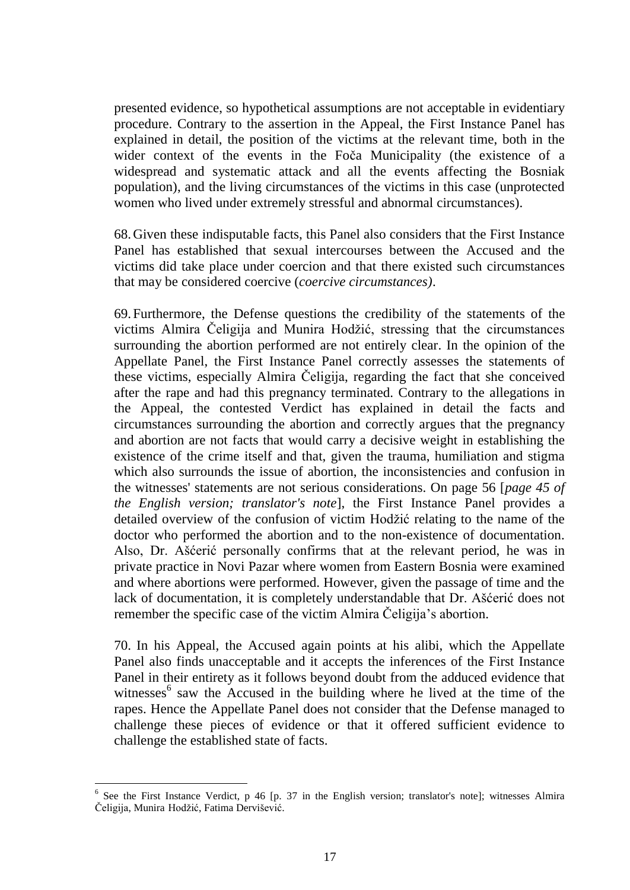presented evidence, so hypothetical assumptions are not acceptable in evidentiary procedure. Contrary to the assertion in the Appeal, the First Instance Panel has explained in detail, the position of the victims at the relevant time, both in the wider context of the events in the Foča Municipality (the existence of a widespread and systematic attack and all the events affecting the Bosniak population), and the living circumstances of the victims in this case (unprotected women who lived under extremely stressful and abnormal circumstances).

68. Given these indisputable facts, this Panel also considers that the First Instance Panel has established that sexual intercourses between the Accused and the victims did take place under coercion and that there existed such circumstances that may be considered coercive (*coercive circumstances)*.

69. Furthermore, the Defense questions the credibility of the statements of the victims Almira Čeligija and Munira Hodžić, stressing that the circumstances surrounding the abortion performed are not entirely clear. In the opinion of the Appellate Panel, the First Instance Panel correctly assesses the statements of these victims, especially Almira Čeligija, regarding the fact that she conceived after the rape and had this pregnancy terminated. Contrary to the allegations in the Appeal, the contested Verdict has explained in detail the facts and circumstances surrounding the abortion and correctly argues that the pregnancy and abortion are not facts that would carry a decisive weight in establishing the existence of the crime itself and that, given the trauma, humiliation and stigma which also surrounds the issue of abortion, the inconsistencies and confusion in the witnesses' statements are not serious considerations. On page 56 [*page 45 of the English version; translator's note*], the First Instance Panel provides a detailed overview of the confusion of victim Hodžić relating to the name of the doctor who performed the abortion and to the non-existence of documentation. Also, Dr. Ašćerić personally confirms that at the relevant period, he was in private practice in Novi Pazar where women from Eastern Bosnia were examined and where abortions were performed. However, given the passage of time and the lack of documentation, it is completely understandable that Dr. Ašćerić does not remember the specific case of the victim Almira Čeligija's abortion.

70. In his Appeal, the Accused again points at his alibi, which the Appellate Panel also finds unacceptable and it accepts the inferences of the First Instance Panel in their entirety as it follows beyond doubt from the adduced evidence that witnesses[6] saw the Accused in the building where he lived at the time of the rapes. Hence the Appellate Panel does not consider that the Defense managed to challenge these pieces of evidence or that it offered sufficient evidence to challenge the established state of facts.

---

[6] See the First Instance Verdict, p 46 [p. 37 in the English version; translator's note]; witnesses Almira Čeligija, Munira Hodžić, Fatima Dervišević.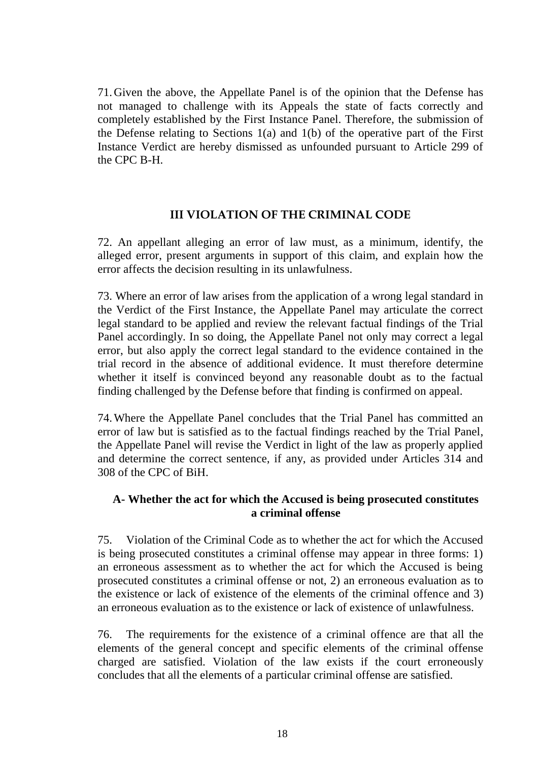71. Given the above, the Appellate Panel is of the opinion that the Defense has not managed to challenge with its Appeals the state of facts correctly and completely established by the First Instance Panel. Therefore, the submission of the Defense relating to Sections 1(a) and 1(b) of the operative part of the First Instance Verdict are hereby dismissed as unfounded pursuant to Article 299 of the CPC B-H.

## III VIOLATION OF THE CRIMINAL CODE

72. An appellant alleging an error of law must, as a minimum, identify, the alleged error, present arguments in support of this claim, and explain how the error affects the decision resulting in its unlawfulness.

73. Where an error of law arises from the application of a wrong legal standard in the Verdict of the First Instance, the Appellate Panel may articulate the correct legal standard to be applied and review the relevant factual findings of the Trial Panel accordingly. In so doing, the Appellate Panel not only may correct a legal error, but also apply the correct legal standard to the evidence contained in the trial record in the absence of additional evidence. It must therefore determine whether it itself is convinced beyond any reasonable doubt as to the factual finding challenged by the Defense before that finding is confirmed on appeal.

74. Where the Appellate Panel concludes that the Trial Panel has committed an error of law but is satisfied as to the factual findings reached by the Trial Panel, the Appellate Panel will revise the Verdict in light of the law as properly applied and determine the correct sentence, if any, as provided under Articles 314 and 308 of the CPC of BiH.

### A- Whether the act for which the Accused is being prosecuted constitutes a criminal offense

75. Violation of the Criminal Code as to whether the act for which the Accused is being prosecuted constitutes a criminal offense may appear in three forms: 1) an erroneous assessment as to whether the act for which the Accused is being prosecuted constitutes a criminal offense or not, 2) an erroneous evaluation as to the existence or lack of existence of the elements of the criminal offence and 3) an erroneous evaluation as to the existence or lack of existence of unlawfulness.

76. The requirements for the existence of a criminal offence are that all the elements of the general concept and specific elements of the criminal offense charged are satisfied. Violation of the law exists if the court erroneously concludes that all the elements of a particular criminal offense are satisfied.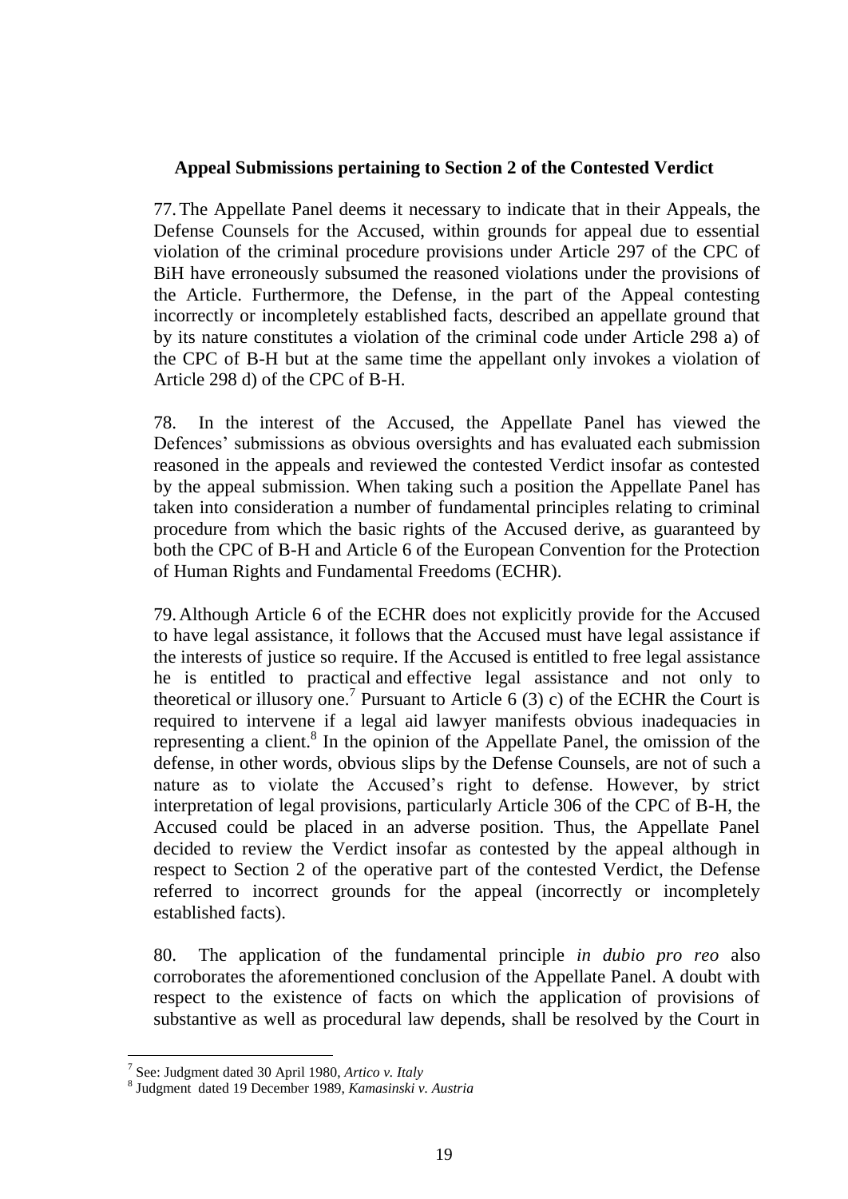**Appeal Submissions pertaining to Section 2 of the Contested Verdict**

77. The Appellate Panel deems it necessary to indicate that in their Appeals, the Defense Counsels for the Accused, within grounds for appeal due to essential violation of the criminal procedure provisions under Article 297 of the CPC of BiH have erroneously subsumed the reasoned violations under the provisions of the Article. Furthermore, the Defense, in the part of the Appeal contesting incorrectly or incompletely established facts, described an appellate ground that by its nature constitutes a violation of the criminal code under Article 298 a) of the CPC of B-H but at the same time the appellant only invokes a violation of Article 298 d) of the CPC of B-H.

78. In the interest of the Accused, the Appellate Panel has viewed the Defences' submissions as obvious oversights and has evaluated each submission reasoned in the appeals and reviewed the contested Verdict insofar as contested by the appeal submission. When taking such a position the Appellate Panel has taken into consideration a number of fundamental principles relating to criminal procedure from which the basic rights of the Accused derive, as guaranteed by both the CPC of B-H and Article 6 of the European Convention for the Protection of Human Rights and Fundamental Freedoms (ECHR).

79. Although Article 6 of the ECHR does not explicitly provide for the Accused to have legal assistance, it follows that the Accused must have legal assistance if the interests of justice so require. If the Accused is entitled to free legal assistance he is entitled to practical and effective legal assistance and not only to theoretical or illusory one.[7] Pursuant to Article 6 (3) c) of the ECHR the Court is required to intervene if a legal aid lawyer manifests obvious inadequacies in representing a client.[8] In the opinion of the Appellate Panel, the omission of the defense, in other words, obvious slips by the Defense Counsels, are not of such a nature as to violate the Accused's right to defense. However, by strict interpretation of legal provisions, particularly Article 306 of the CPC of B-H, the Accused could be placed in an adverse position. Thus, the Appellate Panel decided to review the Verdict insofar as contested by the appeal although in respect to Section 2 of the operative part of the contested Verdict, the Defense referred to incorrect grounds for the appeal (incorrectly or incompletely established facts).

80. The application of the fundamental principle *in dubio pro reo* also corroborates the aforementioned conclusion of the Appellate Panel. A doubt with respect to the existence of facts on which the application of provisions of substantive as well as procedural law depends, shall be resolved by the Court in

---

[7] See: Judgment dated 30 April 1980, *Artico v. Italy*

[8] Judgment dated 19 December 1989, *Kamasinski v. Austria*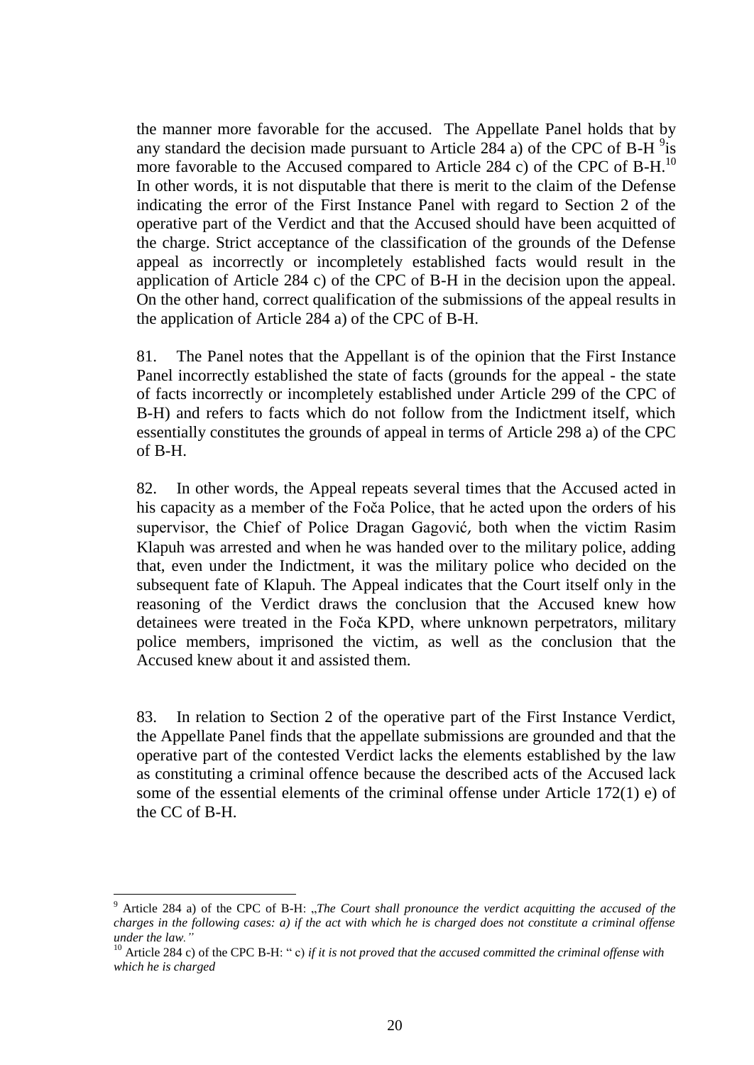the manner more favorable for the accused. The Appellate Panel holds that by any standard the decision made pursuant to Article 284 a) of the CPC of B-H [9]is more favorable to the Accused compared to Article 284 c) of the CPC of B-H.[10] In other words, it is not disputable that there is merit to the claim of the Defense indicating the error of the First Instance Panel with regard to Section 2 of the operative part of the Verdict and that the Accused should have been acquitted of the charge. Strict acceptance of the classification of the grounds of the Defense appeal as incorrectly or incompletely established facts would result in the application of Article 284 c) of the CPC of B-H in the decision upon the appeal. On the other hand, correct qualification of the submissions of the appeal results in the application of Article 284 a) of the CPC of B-H.

81. The Panel notes that the Appellant is of the opinion that the First Instance Panel incorrectly established the state of facts (grounds for the appeal - the state of facts incorrectly or incompletely established under Article 299 of the CPC of B-H) and refers to facts which do not follow from the Indictment itself, which essentially constitutes the grounds of appeal in terms of Article 298 a) of the CPC of B-H.

82. In other words, the Appeal repeats several times that the Accused acted in his capacity as a member of the Foča Police, that he acted upon the orders of his supervisor, the Chief of Police Dragan Gagović, both when the victim Rasim Klapuh was arrested and when he was handed over to the military police, adding that, even under the Indictment, it was the military police who decided on the subsequent fate of Klapuh. The Appeal indicates that the Court itself only in the reasoning of the Verdict draws the conclusion that the Accused knew how detainees were treated in the Foča KPD, where unknown perpetrators, military police members, imprisoned the victim, as well as the conclusion that the Accused knew about it and assisted them.

83. In relation to Section 2 of the operative part of the First Instance Verdict, the Appellate Panel finds that the appellate submissions are grounded and that the operative part of the contested Verdict lacks the elements established by the law as constituting a criminal offence because the described acts of the Accused lack some of the essential elements of the criminal offense under Article 172(1) e) of the CC of B-H.

---

[9] Article 284 a) of the CPC of B-H: „*The Court shall pronounce the verdict acquitting the accused of the charges in the following cases: a) if the act with which he is charged does not constitute a criminal offense under the law."*

[10] Article 284 c) of the CPC B-H: " c) *if it is not proved that the accused committed the criminal offense with which he is charged*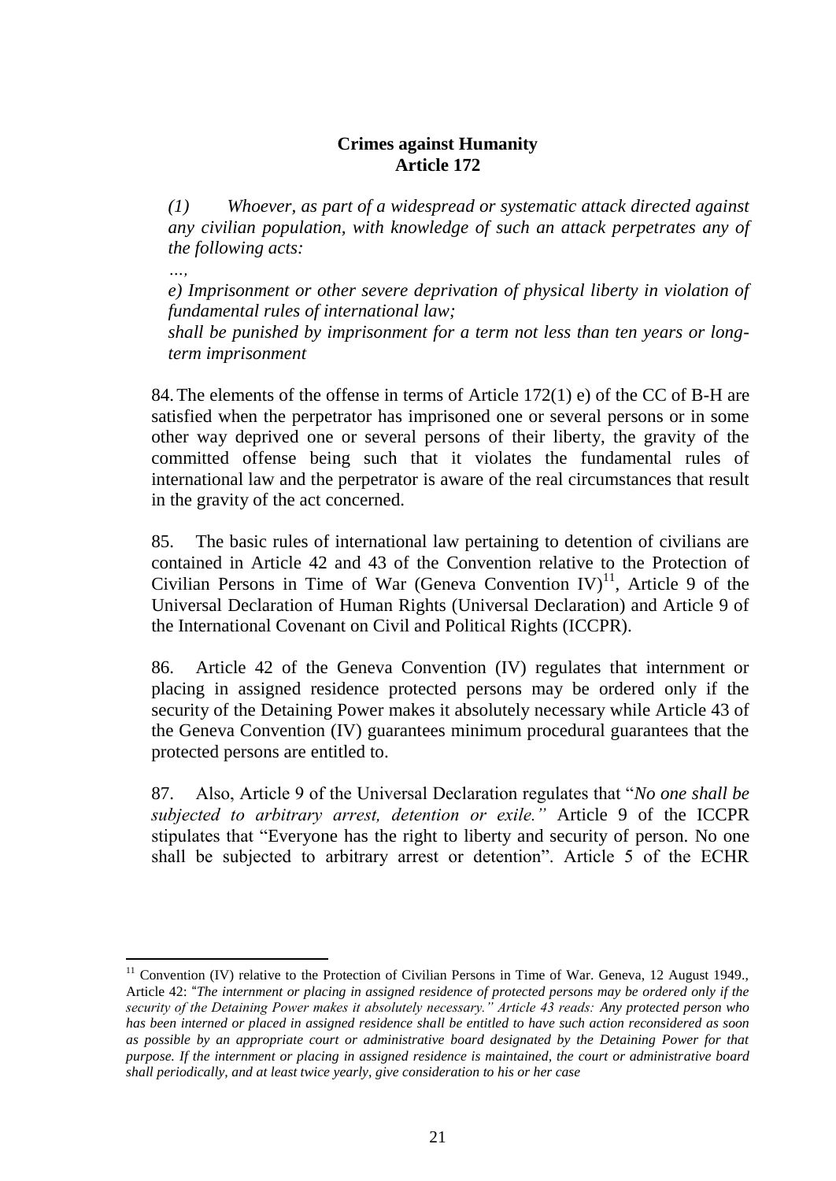**Crimes against Humanity**
**Article 172**

*(1) Whoever, as part of a widespread or systematic attack directed against any civilian population, with knowledge of such an attack perpetrates any of the following acts:*

*…,*

*e) Imprisonment or other severe deprivation of physical liberty in violation of fundamental rules of international law;*

*shall be punished by imprisonment for a term not less than ten years or long-term imprisonment*

84. The elements of the offense in terms of Article 172(1) e) of the CC of B-H are satisfied when the perpetrator has imprisoned one or several persons or in some other way deprived one or several persons of their liberty, the gravity of the committed offense being such that it violates the fundamental rules of international law and the perpetrator is aware of the real circumstances that result in the gravity of the act concerned.

85. The basic rules of international law pertaining to detention of civilians are contained in Article 42 and 43 of the Convention relative to the Protection of Civilian Persons in Time of War (Geneva Convention IV)[11], Article 9 of the Universal Declaration of Human Rights (Universal Declaration) and Article 9 of the International Covenant on Civil and Political Rights (ICCPR).

86. Article 42 of the Geneva Convention (IV) regulates that internment or placing in assigned residence protected persons may be ordered only if the security of the Detaining Power makes it absolutely necessary while Article 43 of the Geneva Convention (IV) guarantees minimum procedural guarantees that the protected persons are entitled to.

87. Also, Article 9 of the Universal Declaration regulates that "*No one shall be subjected to arbitrary arrest, detention or exile.*" Article 9 of the ICCPR stipulates that "Everyone has the right to liberty and security of person. No one shall be subjected to arbitrary arrest or detention". Article 5 of the ECHR

---

[11] Convention (IV) relative to the Protection of Civilian Persons in Time of War. Geneva, 12 August 1949., Article 42: "*The internment or placing in assigned residence of protected persons may be ordered only if the security of the Detaining Power makes it absolutely necessary." Article 43 reads: Any protected person who has been interned or placed in assigned residence shall be entitled to have such action reconsidered as soon as possible by an appropriate court or administrative board designated by the Detaining Power for that purpose. If the internment or placing in assigned residence is maintained, the court or administrative board shall periodically, and at least twice yearly, give consideration to his or her case*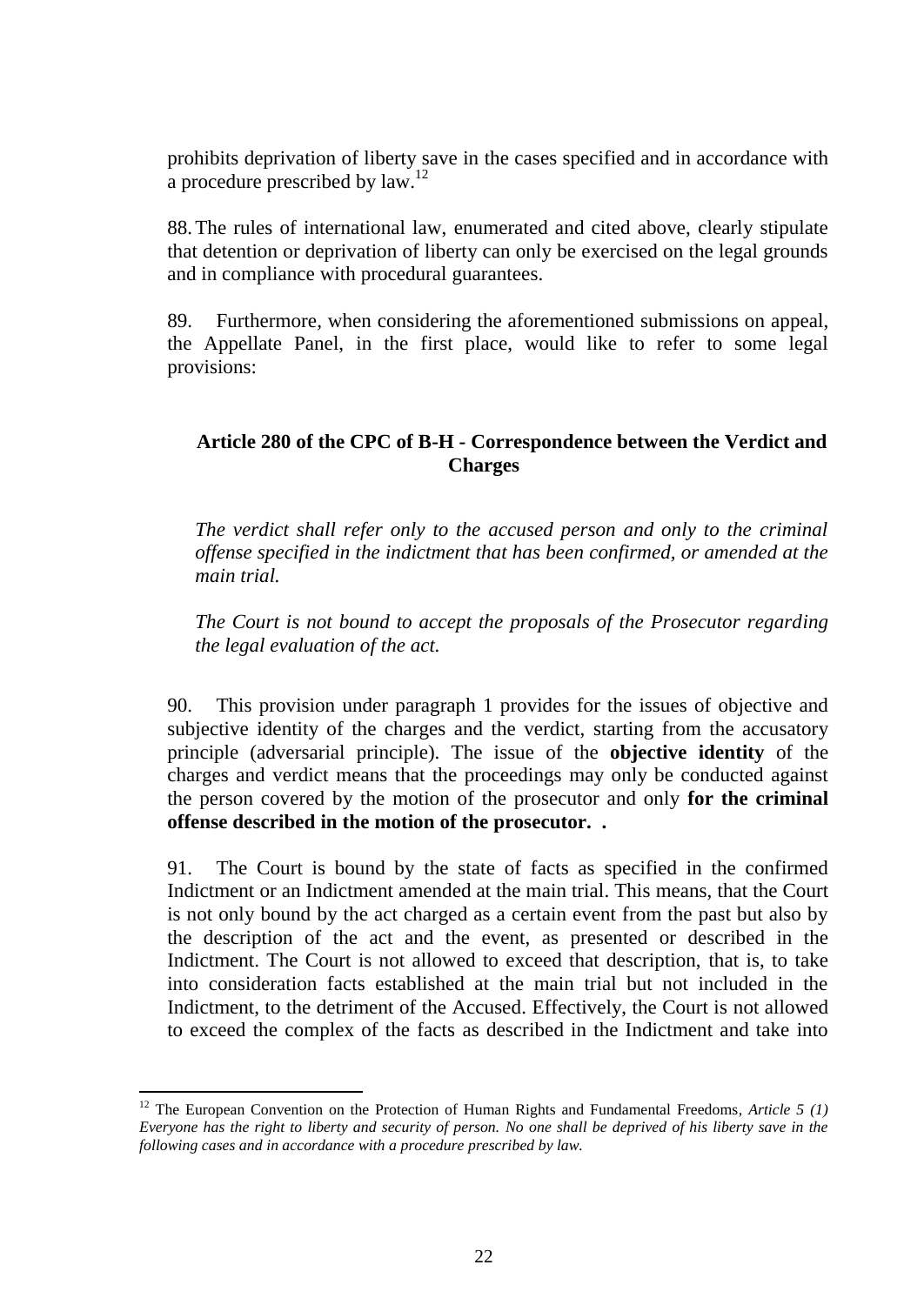prohibits deprivation of liberty save in the cases specified and in accordance with a procedure prescribed by law.[12]

88. The rules of international law, enumerated and cited above, clearly stipulate that detention or deprivation of liberty can only be exercised on the legal grounds and in compliance with procedural guarantees.

89. Furthermore, when considering the aforementioned submissions on appeal, the Appellate Panel, in the first place, would like to refer to some legal provisions:

**Article 280 of the CPC of B-H - Correspondence between the Verdict and Charges**

*The verdict shall refer only to the accused person and only to the criminal offense specified in the indictment that has been confirmed, or amended at the main trial.*

*The Court is not bound to accept the proposals of the Prosecutor regarding the legal evaluation of the act.*

90. This provision under paragraph 1 provides for the issues of objective and subjective identity of the charges and the verdict, starting from the accusatory principle (adversarial principle). The issue of the **objective identity** of the charges and verdict means that the proceedings may only be conducted against the person covered by the motion of the prosecutor and only **for the criminal offense described in the motion of the prosecutor. .**

91. The Court is bound by the state of facts as specified in the confirmed Indictment or an Indictment amended at the main trial. This means, that the Court is not only bound by the act charged as a certain event from the past but also by the description of the act and the event, as presented or described in the Indictment. The Court is not allowed to exceed that description, that is, to take into consideration facts established at the main trial but not included in the Indictment, to the detriment of the Accused. Effectively, the Court is not allowed to exceed the complex of the facts as described in the Indictment and take into

---

[12] The European Convention on the Protection of Human Rights and Fundamental Freedoms, *Article 5 (1) Everyone has the right to liberty and security of person. No one shall be deprived of his liberty save in the following cases and in accordance with a procedure prescribed by law.*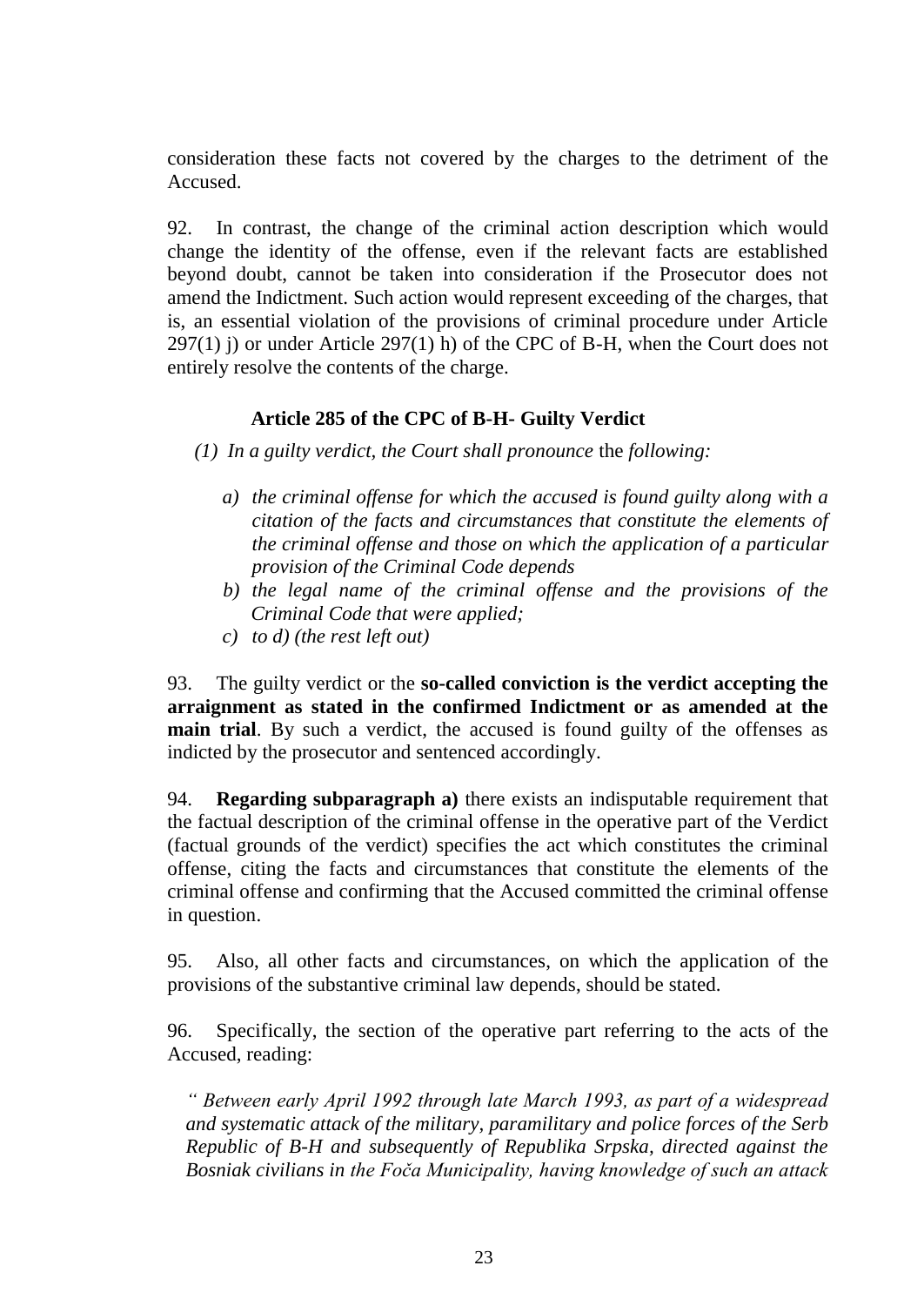consideration these facts not covered by the charges to the detriment of the Accused.

92. In contrast, the change of the criminal action description which would change the identity of the offense, even if the relevant facts are established beyond doubt, cannot be taken into consideration if the Prosecutor does not amend the Indictment. Such action would represent exceeding of the charges, that is, an essential violation of the provisions of criminal procedure under Article 297(1) j) or under Article 297(1) h) of the CPC of B-H, when the Court does not entirely resolve the contents of the charge.

**Article 285 of the CPC of B-H- Guilty Verdict**

*(1) In a guilty verdict, the Court shall pronounce* the *following:*

*a) the criminal offense for which the accused is found guilty along with a citation of the facts and circumstances that constitute the elements of the criminal offense and those on which the application of a particular provision of the Criminal Code depends*

*b) the legal name of the criminal offense and the provisions of the Criminal Code that were applied;*

*c) to d) (the rest left out)*

93. The guilty verdict or the **so-called conviction is the verdict accepting the arraignment as stated in the confirmed Indictment or as amended at the main trial**. By such a verdict, the accused is found guilty of the offenses as indicted by the prosecutor and sentenced accordingly.

94. **Regarding subparagraph a)** there exists an indisputable requirement that the factual description of the criminal offense in the operative part of the Verdict (factual grounds of the verdict) specifies the act which constitutes the criminal offense, citing the facts and circumstances that constitute the elements of the criminal offense and confirming that the Accused committed the criminal offense in question.

95. Also, all other facts and circumstances, on which the application of the provisions of the substantive criminal law depends, should be stated.

96. Specifically, the section of the operative part referring to the acts of the Accused, reading:

*" Between early April 1992 through late March 1993, as part of a widespread and systematic attack of the military, paramilitary and police forces of the Serb Republic of B-H and subsequently of Republika Srpska, directed against the Bosniak civilians in the Foča Municipality, having knowledge of such an attack*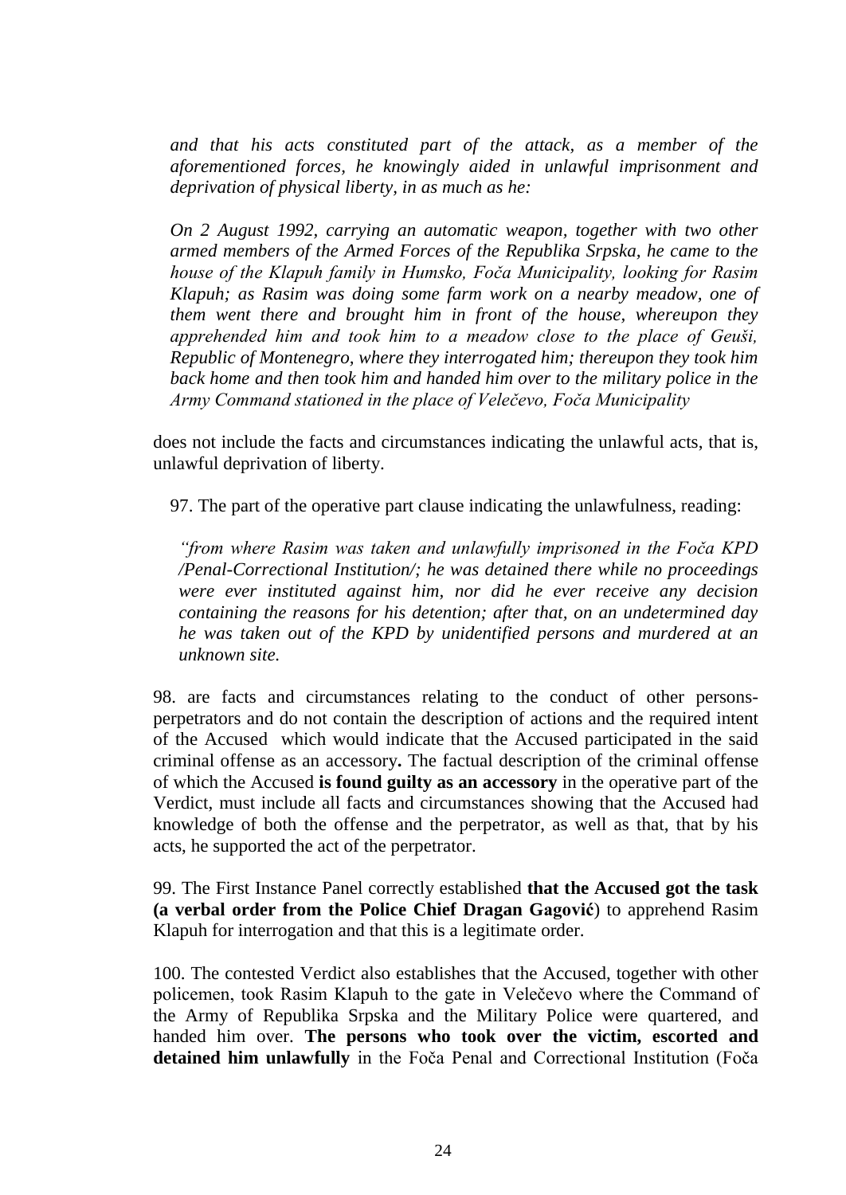*and that his acts constituted part of the attack, as a member of the aforementioned forces, he knowingly aided in unlawful imprisonment and deprivation of physical liberty, in as much as he:*

*On 2 August 1992, carrying an automatic weapon, together with two other armed members of the Armed Forces of the Republika Srpska, he came to the house of the Klapuh family in Humsko, Foča Municipality, looking for Rasim Klapuh; as Rasim was doing some farm work on a nearby meadow, one of them went there and brought him in front of the house, whereupon they apprehended him and took him to a meadow close to the place of Geuši, Republic of Montenegro, where they interrogated him; thereupon they took him back home and then took him and handed him over to the military police in the Army Command stationed in the place of Velečevo, Foča Municipality*

does not include the facts and circumstances indicating the unlawful acts, that is, unlawful deprivation of liberty.

97. The part of the operative part clause indicating the unlawfulness, reading:

*"from where Rasim was taken and unlawfully imprisoned in the Foča KPD /Penal-Correctional Institution/; he was detained there while no proceedings were ever instituted against him, nor did he ever receive any decision containing the reasons for his detention; after that, on an undetermined day he was taken out of the KPD by unidentified persons and murdered at an unknown site.*

98. are facts and circumstances relating to the conduct of other persons-perpetrators and do not contain the description of actions and the required intent of the Accused which would indicate that the Accused participated in the said criminal offense as an accessory**.** The factual description of the criminal offense of which the Accused **is found guilty as an accessory** in the operative part of the Verdict, must include all facts and circumstances showing that the Accused had knowledge of both the offense and the perpetrator, as well as that, that by his acts, he supported the act of the perpetrator.

99. The First Instance Panel correctly established **that the Accused got the task (a verbal order from the Police Chief Dragan Gagović**) to apprehend Rasim Klapuh for interrogation and that this is a legitimate order.

100. The contested Verdict also establishes that the Accused, together with other policemen, took Rasim Klapuh to the gate in Velečevo where the Command of the Army of Republika Srpska and the Military Police were quartered, and handed him over. **The persons who took over the victim, escorted and detained him unlawfully** in the Foča Penal and Correctional Institution (Foča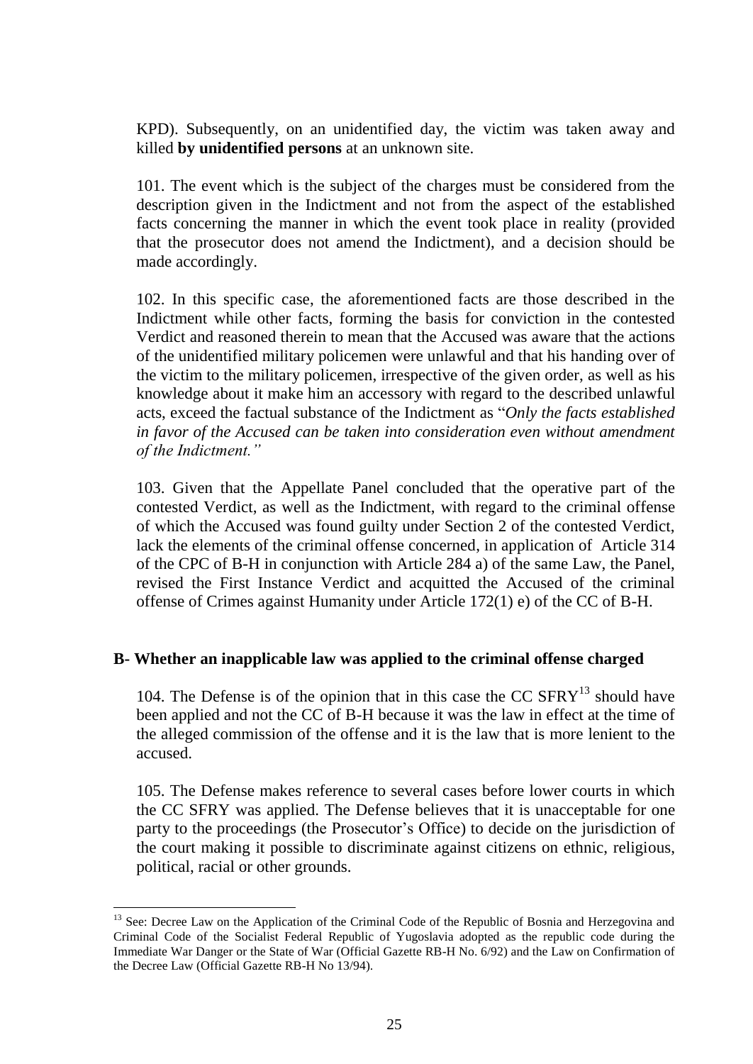KPD). Subsequently, on an unidentified day, the victim was taken away and killed **by unidentified persons** at an unknown site.

101. The event which is the subject of the charges must be considered from the description given in the Indictment and not from the aspect of the established facts concerning the manner in which the event took place in reality (provided that the prosecutor does not amend the Indictment), and a decision should be made accordingly.

102. In this specific case, the aforementioned facts are those described in the Indictment while other facts, forming the basis for conviction in the contested Verdict and reasoned therein to mean that the Accused was aware that the actions of the unidentified military policemen were unlawful and that his handing over of the victim to the military policemen, irrespective of the given order, as well as his knowledge about it make him an accessory with regard to the described unlawful acts, exceed the factual substance of the Indictment as "*Only the facts established in favor of the Accused can be taken into consideration even without amendment of the Indictment.*"

103. Given that the Appellate Panel concluded that the operative part of the contested Verdict, as well as the Indictment, with regard to the criminal offense of which the Accused was found guilty under Section 2 of the contested Verdict, lack the elements of the criminal offense concerned, in application of Article 314 of the CPC of B-H in conjunction with Article 284 a) of the same Law, the Panel, revised the First Instance Verdict and acquitted the Accused of the criminal offense of Crimes against Humanity under Article 172(1) e) of the CC of B-H.

### B- Whether an inapplicable law was applied to the criminal offense charged

104. The Defense is of the opinion that in this case the CC SFRY[13] should have been applied and not the CC of B-H because it was the law in effect at the time of the alleged commission of the offense and it is the law that is more lenient to the accused.

105. The Defense makes reference to several cases before lower courts in which the CC SFRY was applied. The Defense believes that it is unacceptable for one party to the proceedings (the Prosecutor's Office) to decide on the jurisdiction of the court making it possible to discriminate against citizens on ethnic, religious, political, racial or other grounds.

---

[13] See: Decree Law on the Application of the Criminal Code of the Republic of Bosnia and Herzegovina and Criminal Code of the Socialist Federal Republic of Yugoslavia adopted as the republic code during the Immediate War Danger or the State of War (Official Gazette RB-H No. 6/92) and the Law on Confirmation of the Decree Law (Official Gazette RB-H No 13/94).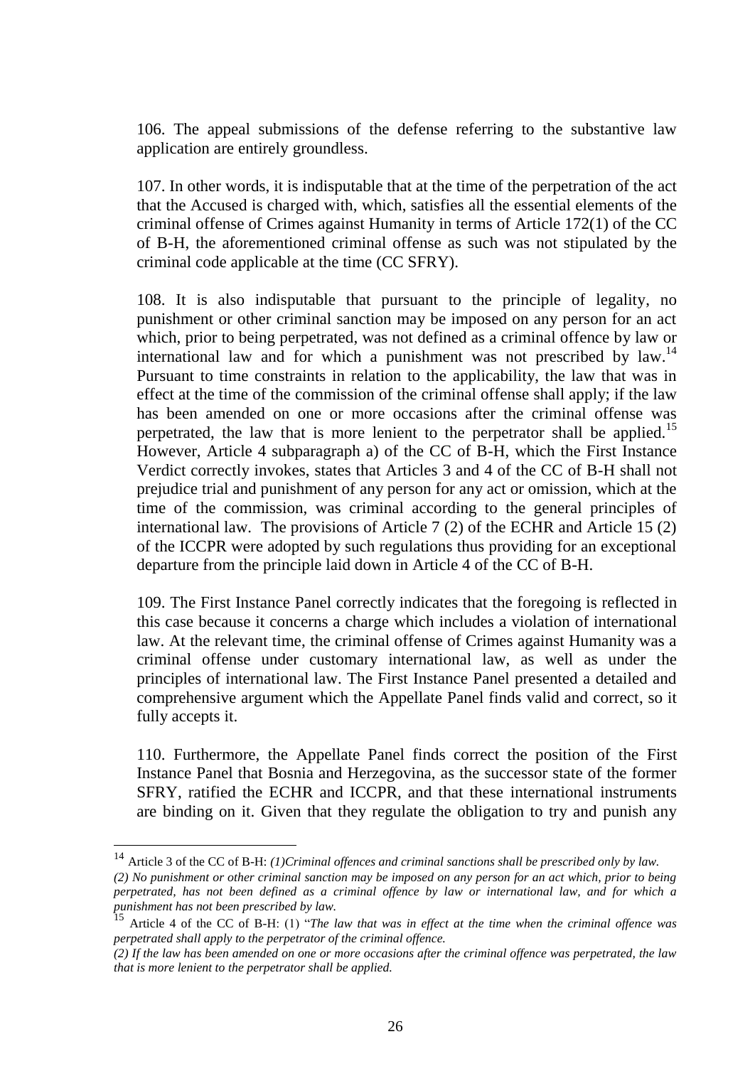106. The appeal submissions of the defense referring to the substantive law application are entirely groundless.

107. In other words, it is indisputable that at the time of the perpetration of the act that the Accused is charged with, which, satisfies all the essential elements of the criminal offense of Crimes against Humanity in terms of Article 172(1) of the CC of B-H, the aforementioned criminal offense as such was not stipulated by the criminal code applicable at the time (CC SFRY).

108. It is also indisputable that pursuant to the principle of legality, no punishment or other criminal sanction may be imposed on any person for an act which, prior to being perpetrated, was not defined as a criminal offence by law or international law and for which a punishment was not prescribed by law.[14] Pursuant to time constraints in relation to the applicability, the law that was in effect at the time of the commission of the criminal offense shall apply; if the law has been amended on one or more occasions after the criminal offense was perpetrated, the law that is more lenient to the perpetrator shall be applied.[15] However, Article 4 subparagraph a) of the CC of B-H, which the First Instance Verdict correctly invokes, states that Articles 3 and 4 of the CC of B-H shall not prejudice trial and punishment of any person for any act or omission, which at the time of the commission, was criminal according to the general principles of international law. The provisions of Article 7 (2) of the ECHR and Article 15 (2) of the ICCPR were adopted by such regulations thus providing for an exceptional departure from the principle laid down in Article 4 of the CC of B-H.

109. The First Instance Panel correctly indicates that the foregoing is reflected in this case because it concerns a charge which includes a violation of international law. At the relevant time, the criminal offense of Crimes against Humanity was a criminal offense under customary international law, as well as under the principles of international law. The First Instance Panel presented a detailed and comprehensive argument which the Appellate Panel finds valid and correct, so it fully accepts it.

110. Furthermore, the Appellate Panel finds correct the position of the First Instance Panel that Bosnia and Herzegovina, as the successor state of the former SFRY, ratified the ECHR and ICCPR, and that these international instruments are binding on it. Given that they regulate the obligation to try and punish any

---

[14] Article 3 of the CC of B-H: *(1)Criminal offences and criminal sanctions shall be prescribed only by law.*
*(2) No punishment or other criminal sanction may be imposed on any person for an act which, prior to being perpetrated, has not been defined as a criminal offence by law or international law, and for which a punishment has not been prescribed by law.*

[15] Article 4 of the CC of B-H: (1) "*The law that was in effect at the time when the criminal offence was perpetrated shall apply to the perpetrator of the criminal offence.*
*(2) If the law has been amended on one or more occasions after the criminal offence was perpetrated, the law that is more lenient to the perpetrator shall be applied.*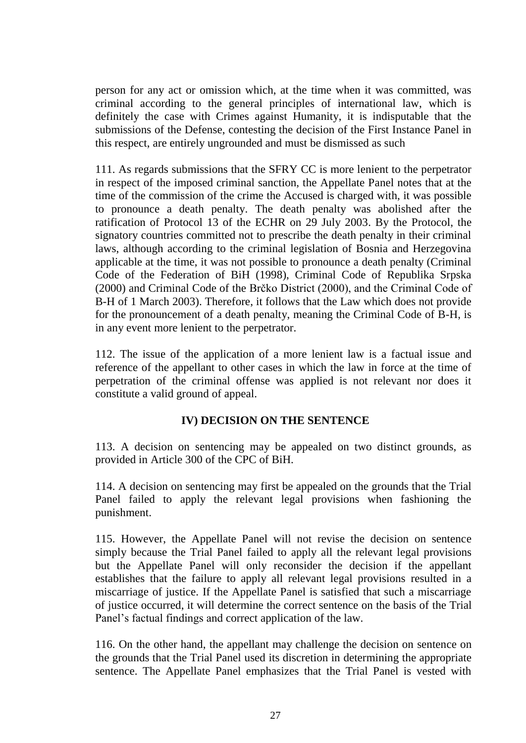person for any act or omission which, at the time when it was committed, was criminal according to the general principles of international law, which is definitely the case with Crimes against Humanity, it is indisputable that the submissions of the Defense, contesting the decision of the First Instance Panel in this respect, are entirely ungrounded and must be dismissed as such

111. As regards submissions that the SFRY CC is more lenient to the perpetrator in respect of the imposed criminal sanction, the Appellate Panel notes that at the time of the commission of the crime the Accused is charged with, it was possible to pronounce a death penalty. The death penalty was abolished after the ratification of Protocol 13 of the ECHR on 29 July 2003. By the Protocol, the signatory countries committed not to prescribe the death penalty in their criminal laws, although according to the criminal legislation of Bosnia and Herzegovina applicable at the time, it was not possible to pronounce a death penalty (Criminal Code of the Federation of BiH (1998), Criminal Code of Republika Srpska (2000) and Criminal Code of the Brčko District (2000), and the Criminal Code of B-H of 1 March 2003). Therefore, it follows that the Law which does not provide for the pronouncement of a death penalty, meaning the Criminal Code of B-H, is in any event more lenient to the perpetrator.

112. The issue of the application of a more lenient law is a factual issue and reference of the appellant to other cases in which the law in force at the time of perpetration of the criminal offense was applied is not relevant nor does it constitute a valid ground of appeal.

## IV) DECISION ON THE SENTENCE

113. A decision on sentencing may be appealed on two distinct grounds, as provided in Article 300 of the CPC of BiH.

114. A decision on sentencing may first be appealed on the grounds that the Trial Panel failed to apply the relevant legal provisions when fashioning the punishment.

115. However, the Appellate Panel will not revise the decision on sentence simply because the Trial Panel failed to apply all the relevant legal provisions but the Appellate Panel will only reconsider the decision if the appellant establishes that the failure to apply all relevant legal provisions resulted in a miscarriage of justice. If the Appellate Panel is satisfied that such a miscarriage of justice occurred, it will determine the correct sentence on the basis of the Trial Panel's factual findings and correct application of the law.

116. On the other hand, the appellant may challenge the decision on sentence on the grounds that the Trial Panel used its discretion in determining the appropriate sentence. The Appellate Panel emphasizes that the Trial Panel is vested with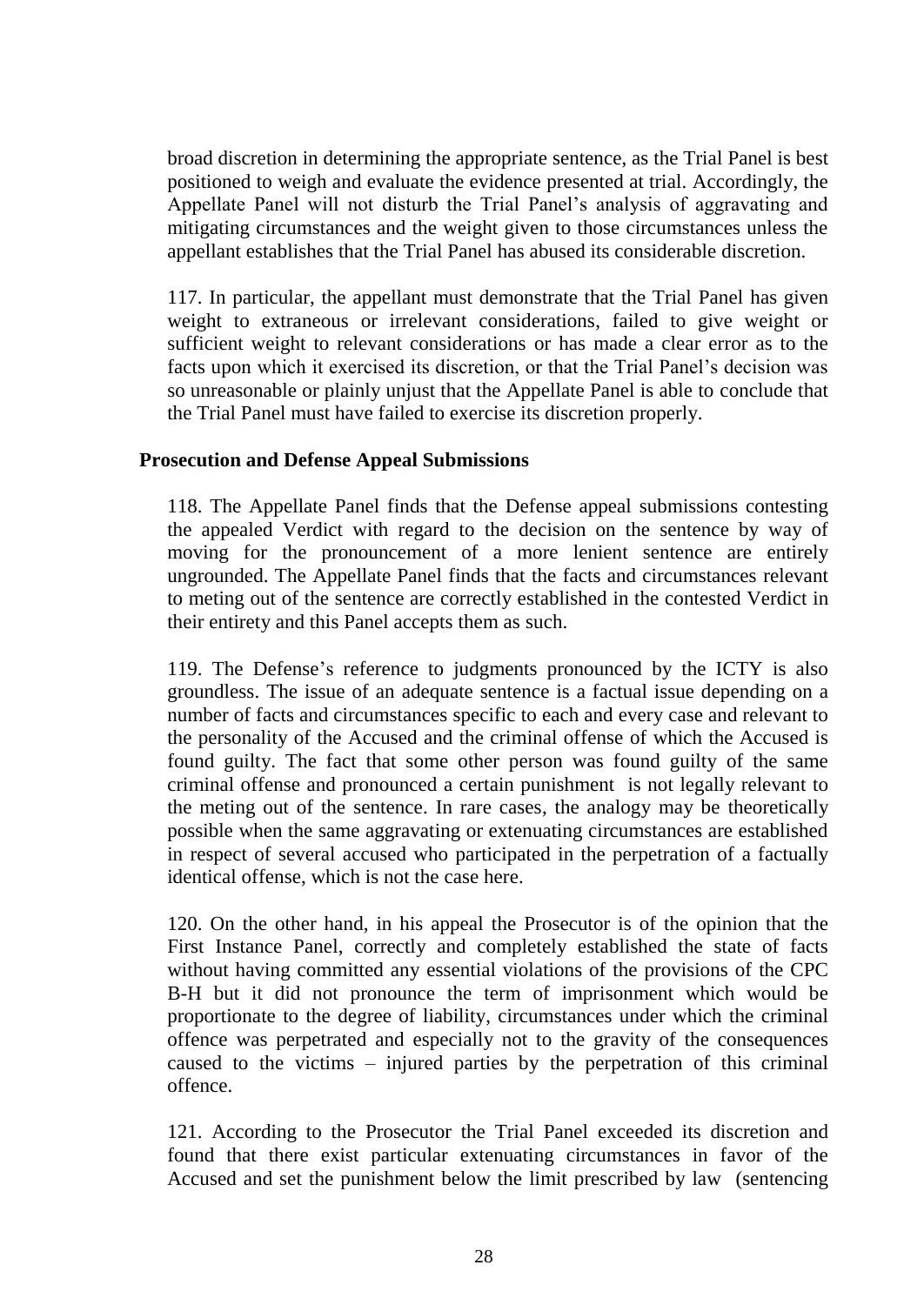broad discretion in determining the appropriate sentence, as the Trial Panel is best positioned to weigh and evaluate the evidence presented at trial. Accordingly, the Appellate Panel will not disturb the Trial Panel's analysis of aggravating and mitigating circumstances and the weight given to those circumstances unless the appellant establishes that the Trial Panel has abused its considerable discretion.

117. In particular, the appellant must demonstrate that the Trial Panel has given weight to extraneous or irrelevant considerations, failed to give weight or sufficient weight to relevant considerations or has made a clear error as to the facts upon which it exercised its discretion, or that the Trial Panel's decision was so unreasonable or plainly unjust that the Appellate Panel is able to conclude that the Trial Panel must have failed to exercise its discretion properly.

**Prosecution and Defense Appeal Submissions**

118. The Appellate Panel finds that the Defense appeal submissions contesting the appealed Verdict with regard to the decision on the sentence by way of moving for the pronouncement of a more lenient sentence are entirely ungrounded. The Appellate Panel finds that the facts and circumstances relevant to meting out of the sentence are correctly established in the contested Verdict in their entirety and this Panel accepts them as such.

119. The Defense's reference to judgments pronounced by the ICTY is also groundless. The issue of an adequate sentence is a factual issue depending on a number of facts and circumstances specific to each and every case and relevant to the personality of the Accused and the criminal offense of which the Accused is found guilty. The fact that some other person was found guilty of the same criminal offense and pronounced a certain punishment is not legally relevant to the meting out of the sentence. In rare cases, the analogy may be theoretically possible when the same aggravating or extenuating circumstances are established in respect of several accused who participated in the perpetration of a factually identical offense, which is not the case here.

120. On the other hand, in his appeal the Prosecutor is of the opinion that the First Instance Panel, correctly and completely established the state of facts without having committed any essential violations of the provisions of the CPC B-H but it did not pronounce the term of imprisonment which would be proportionate to the degree of liability, circumstances under which the criminal offence was perpetrated and especially not to the gravity of the consequences caused to the victims – injured parties by the perpetration of this criminal offence.

121. According to the Prosecutor the Trial Panel exceeded its discretion and found that there exist particular extenuating circumstances in favor of the Accused and set the punishment below the limit prescribed by law (sentencing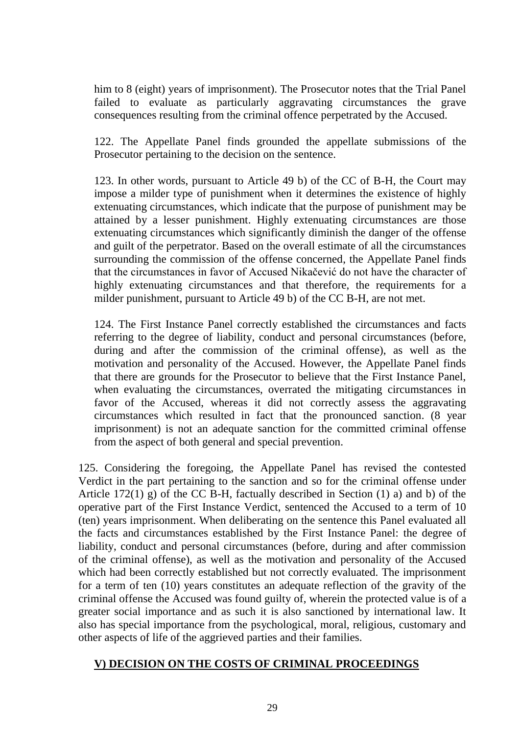him to 8 (eight) years of imprisonment). The Prosecutor notes that the Trial Panel failed to evaluate as particularly aggravating circumstances the grave consequences resulting from the criminal offence perpetrated by the Accused.

122. The Appellate Panel finds grounded the appellate submissions of the Prosecutor pertaining to the decision on the sentence.

123. In other words, pursuant to Article 49 b) of the CC of B-H, the Court may impose a milder type of punishment when it determines the existence of highly extenuating circumstances, which indicate that the purpose of punishment may be attained by a lesser punishment. Highly extenuating circumstances are those extenuating circumstances which significantly diminish the danger of the offense and guilt of the perpetrator. Based on the overall estimate of all the circumstances surrounding the commission of the offense concerned, the Appellate Panel finds that the circumstances in favor of Accused Nikačević do not have the character of highly extenuating circumstances and that therefore, the requirements for a milder punishment, pursuant to Article 49 b) of the CC B-H, are not met.

124. The First Instance Panel correctly established the circumstances and facts referring to the degree of liability, conduct and personal circumstances (before, during and after the commission of the criminal offense), as well as the motivation and personality of the Accused. However, the Appellate Panel finds that there are grounds for the Prosecutor to believe that the First Instance Panel, when evaluating the circumstances, overrated the mitigating circumstances in favor of the Accused, whereas it did not correctly assess the aggravating circumstances which resulted in fact that the pronounced sanction. (8 year imprisonment) is not an adequate sanction for the committed criminal offense from the aspect of both general and special prevention.

125. Considering the foregoing, the Appellate Panel has revised the contested Verdict in the part pertaining to the sanction and so for the criminal offense under Article 172(1) g) of the CC B-H, factually described in Section (1) a) and b) of the operative part of the First Instance Verdict, sentenced the Accused to a term of 10 (ten) years imprisonment. When deliberating on the sentence this Panel evaluated all the facts and circumstances established by the First Instance Panel: the degree of liability, conduct and personal circumstances (before, during and after commission of the criminal offense), as well as the motivation and personality of the Accused which had been correctly established but not correctly evaluated. The imprisonment for a term of ten (10) years constitutes an adequate reflection of the gravity of the criminal offense the Accused was found guilty of, wherein the protected value is of a greater social importance and as such it is also sanctioned by international law. It also has special importance from the psychological, moral, religious, customary and other aspects of life of the aggrieved parties and their families.

## V) DECISION ON THE COSTS OF CRIMINAL PROCEEDINGS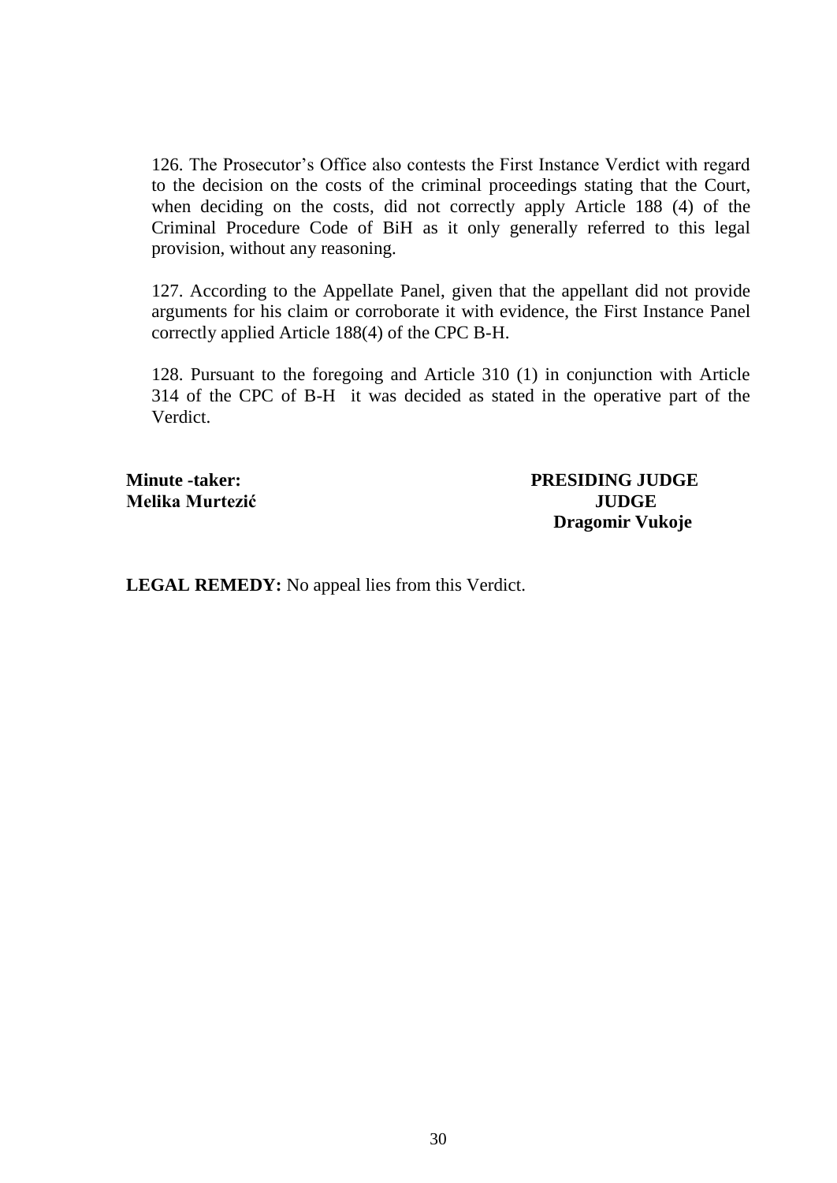126. The Prosecutor's Office also contests the First Instance Verdict with regard to the decision on the costs of the criminal proceedings stating that the Court, when deciding on the costs, did not correctly apply Article 188 (4) of the Criminal Procedure Code of BiH as it only generally referred to this legal provision, without any reasoning.

127. According to the Appellate Panel, given that the appellant did not provide arguments for his claim or corroborate it with evidence, the First Instance Panel correctly applied Article 188(4) of the CPC B-H.

128. Pursuant to the foregoing and Article 310 (1) in conjunction with Article 314 of the CPC of B-H it was decided as stated in the operative part of the Verdict.

**Minute -taker:**
**Melika Murtezić**

**PRESIDING JUDGE**
**JUDGE**
**Dragomir Vukoje**

**LEGAL REMEDY:** No appeal lies from this Verdict.